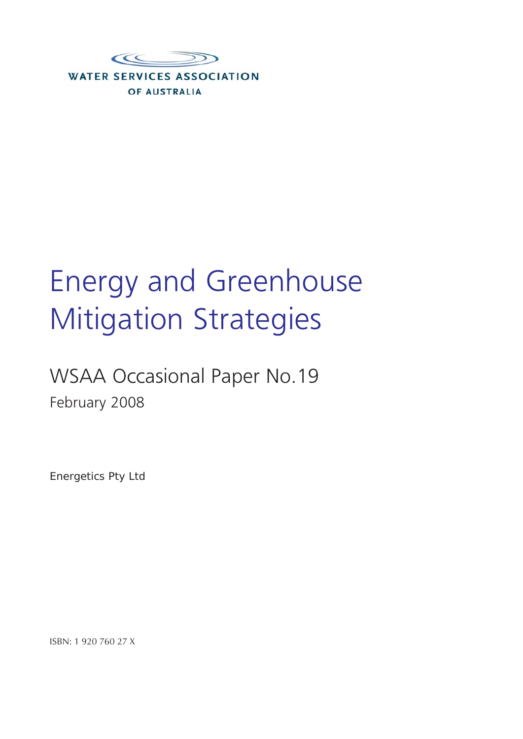WATER SERVICES ASSOCIATION OF AUSTRALIA

# Energy and Greenhouse Mitigation Strategies

## WSAA Occasional Paper No.19

February 2008

Energetics Pty Ltd

ISBN: 1 920 760 27 X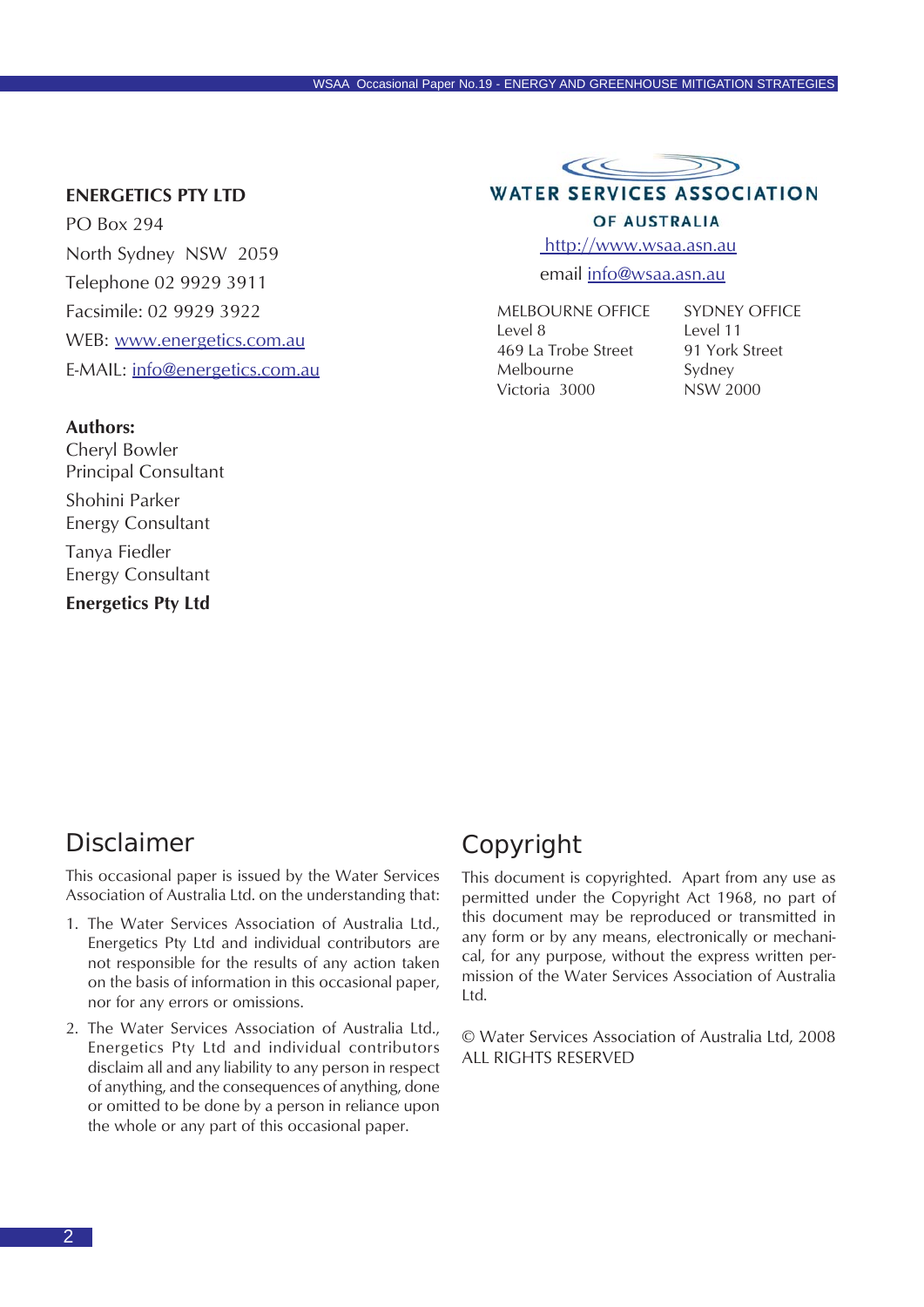**ENERGETICS PTY LTD**

PO Box 294

North Sydney NSW 2059

Telephone 02 9929 3911

Facsimile: 02 9929 3922

WEB: www.energetics.com.au

E-MAIL: info@energetics.com.au

**Authors:**

Cheryl Bowler
Principal Consultant

Shohini Parker
Energy Consultant

Tanya Fiedler
Energy Consultant

**Energetics Pty Ltd**

**WATER SERVICES ASSOCIATION OF AUSTRALIA**

http://www.wsaa.asn.au

email info@wsaa.asn.au

| MELBOURNE OFFICE | SYDNEY OFFICE |
|---|---|
| Level 8 | Level 11 |
| 469 La Trobe Street | 91 York Street |
| Melbourne | Sydney |
| Victoria 3000 | NSW 2000 |

## Disclaimer

This occasional paper is issued by the Water Services Association of Australia Ltd. on the understanding that:

1. The Water Services Association of Australia Ltd., Energetics Pty Ltd and individual contributors are not responsible for the results of any action taken on the basis of information in this occasional paper, nor for any errors or omissions.
2. The Water Services Association of Australia Ltd., Energetics Pty Ltd and individual contributors disclaim all and any liability to any person in respect of anything, and the consequences of anything, done or omitted to be done by a person in reliance upon the whole or any part of this occasional paper.

## Copyright

This document is copyrighted. Apart from any use as permitted under the Copyright Act 1968, no part of this document may be reproduced or transmitted in any form or by any means, electronically or mechanical, for any purpose, without the express written permission of the Water Services Association of Australia Ltd.

© Water Services Association of Australia Ltd, 2008
ALL RIGHTS RESERVED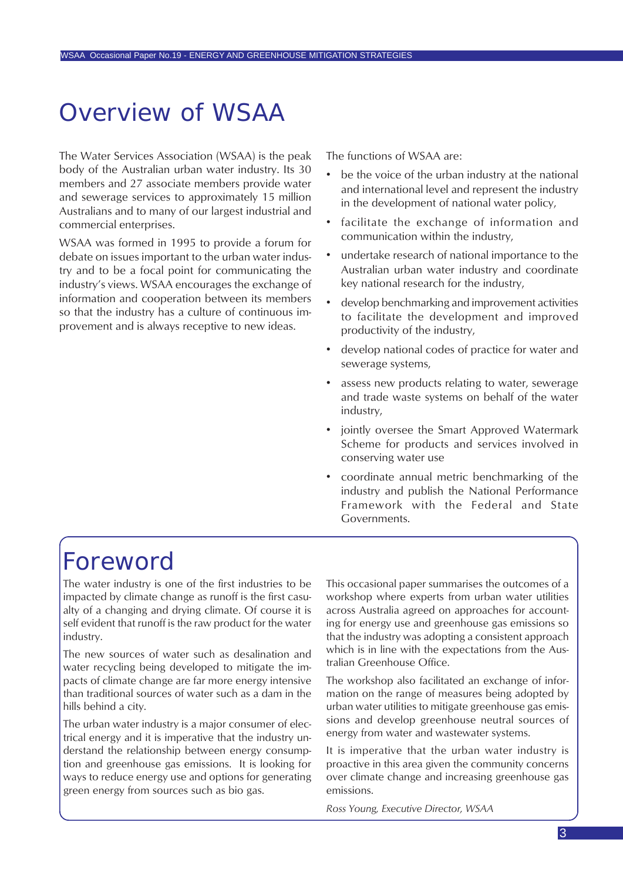# Overview of WSAA

The Water Services Association (WSAA) is the peak body of the Australian urban water industry. Its 30 members and 27 associate members provide water and sewerage services to approximately 15 million Australians and to many of our largest industrial and commercial enterprises.

WSAA was formed in 1995 to provide a forum for debate on issues important to the urban water industry and to be a focal point for communicating the industry's views. WSAA encourages the exchange of information and cooperation between its members so that the industry has a culture of continuous improvement and is always receptive to new ideas.

The functions of WSAA are:

- be the voice of the urban industry at the national and international level and represent the industry in the development of national water policy,
- facilitate the exchange of information and communication within the industry,
- undertake research of national importance to the Australian urban water industry and coordinate key national research for the industry,
- develop benchmarking and improvement activities to facilitate the development and improved productivity of the industry,
- develop national codes of practice for water and sewerage systems,
- assess new products relating to water, sewerage and trade waste systems on behalf of the water industry,
- jointly oversee the Smart Approved Watermark Scheme for products and services involved in conserving water use
- coordinate annual metric benchmarking of the industry and publish the National Performance Framework with the Federal and State Governments.

# Foreword

The water industry is one of the first industries to be impacted by climate change as runoff is the first casualty of a changing and drying climate. Of course it is self evident that runoff is the raw product for the water industry.

The new sources of water such as desalination and water recycling being developed to mitigate the impacts of climate change are far more energy intensive than traditional sources of water such as a dam in the hills behind a city.

The urban water industry is a major consumer of electrical energy and it is imperative that the industry understand the relationship between energy consumption and greenhouse gas emissions. It is looking for ways to reduce energy use and options for generating green energy from sources such as bio gas.

This occasional paper summarises the outcomes of a workshop where experts from urban water utilities across Australia agreed on approaches for accounting for energy use and greenhouse gas emissions so that the industry was adopting a consistent approach which is in line with the expectations from the Australian Greenhouse Office.

The workshop also facilitated an exchange of information on the range of measures being adopted by urban water utilities to mitigate greenhouse gas emissions and develop greenhouse neutral sources of energy from water and wastewater systems.

It is imperative that the urban water industry is proactive in this area given the community concerns over climate change and increasing greenhouse gas emissions.

*Ross Young, Executive Director, WSAA*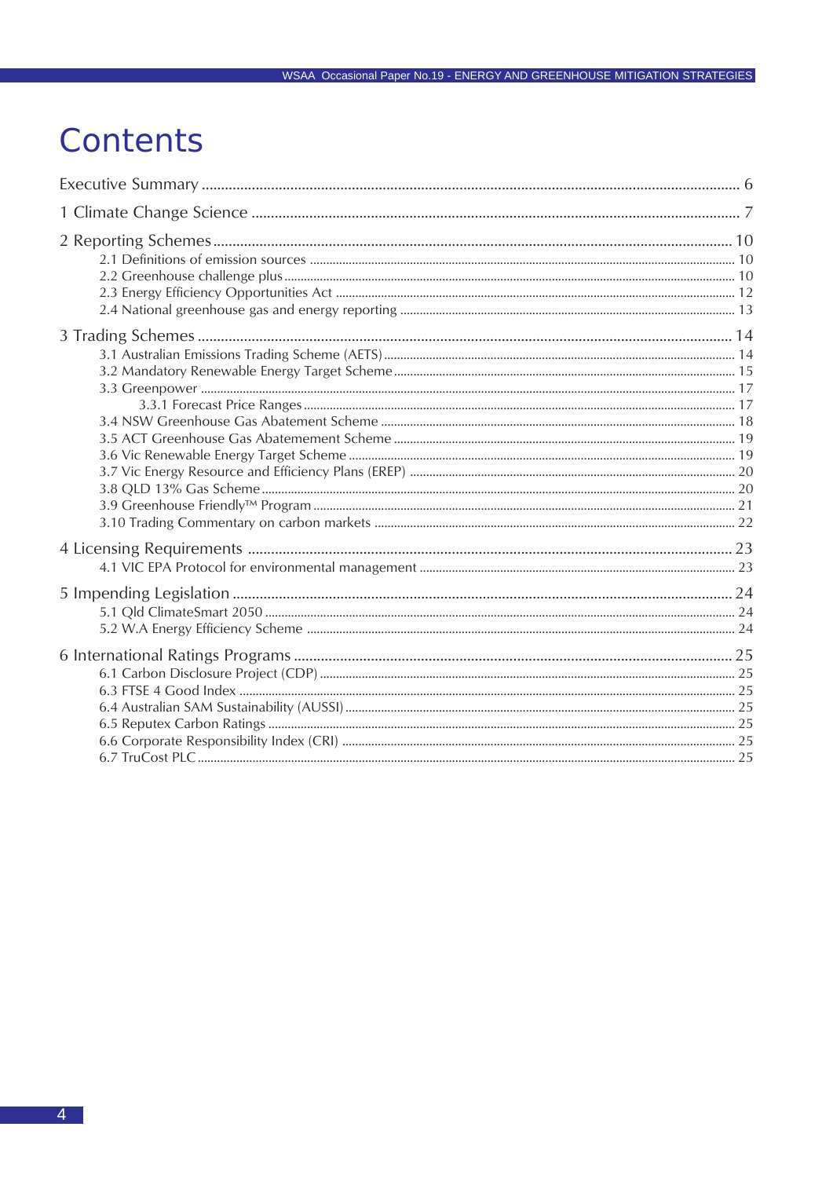# Contents

Executive Summary ........ 6

1 Climate Change Science ........ 7

2 Reporting Schemes ........ 10
- 2.1 Definitions of emission sources ........ 10
- 2.2 Greenhouse challenge plus ........ 10
- 2.3 Energy Efficiency Opportunities Act ........ 12
- 2.4 National greenhouse gas and energy reporting ........ 13

3 Trading Schemes ........ 14
- 3.1 Australian Emissions Trading Scheme (AETS) ........ 14
- 3.2 Mandatory Renewable Energy Target Scheme ........ 15
- 3.3 Greenpower ........ 17
  - 3.3.1 Forecast Price Ranges ........ 17
- 3.4 NSW Greenhouse Gas Abatement Scheme ........ 18
- 3.5 ACT Greenhouse Gas Abatement Scheme ........ 19
- 3.6 Vic Renewable Energy Target Scheme ........ 19
- 3.7 Vic Energy Resource and Efficiency Plans (EREP) ........ 20
- 3.8 QLD 13% Gas Scheme ........ 20
- 3.9 Greenhouse Friendly™ Program ........ 21
- 3.10 Trading Commentary on carbon markets ........ 22

4 Licensing Requirements ........ 23
- 4.1 VIC EPA Protocol for environmental management ........ 23

5 Impending Legislation ........ 24
- 5.1 Qld ClimateSmart 2050 ........ 24
- 5.2 W.A Energy Efficiency Scheme ........ 24

6 International Ratings Programs ........ 25
- 6.1 Carbon Disclosure Project (CDP) ........ 25
- 6.3 FTSE 4 Good Index ........ 25
- 6.4 Australian SAM Sustainability (AUSSI) ........ 25
- 6.5 Reputex Carbon Ratings ........ 25
- 6.6 Corporate Responsibility Index (CRI) ........ 25
- 6.7 TruCost PLC ........ 25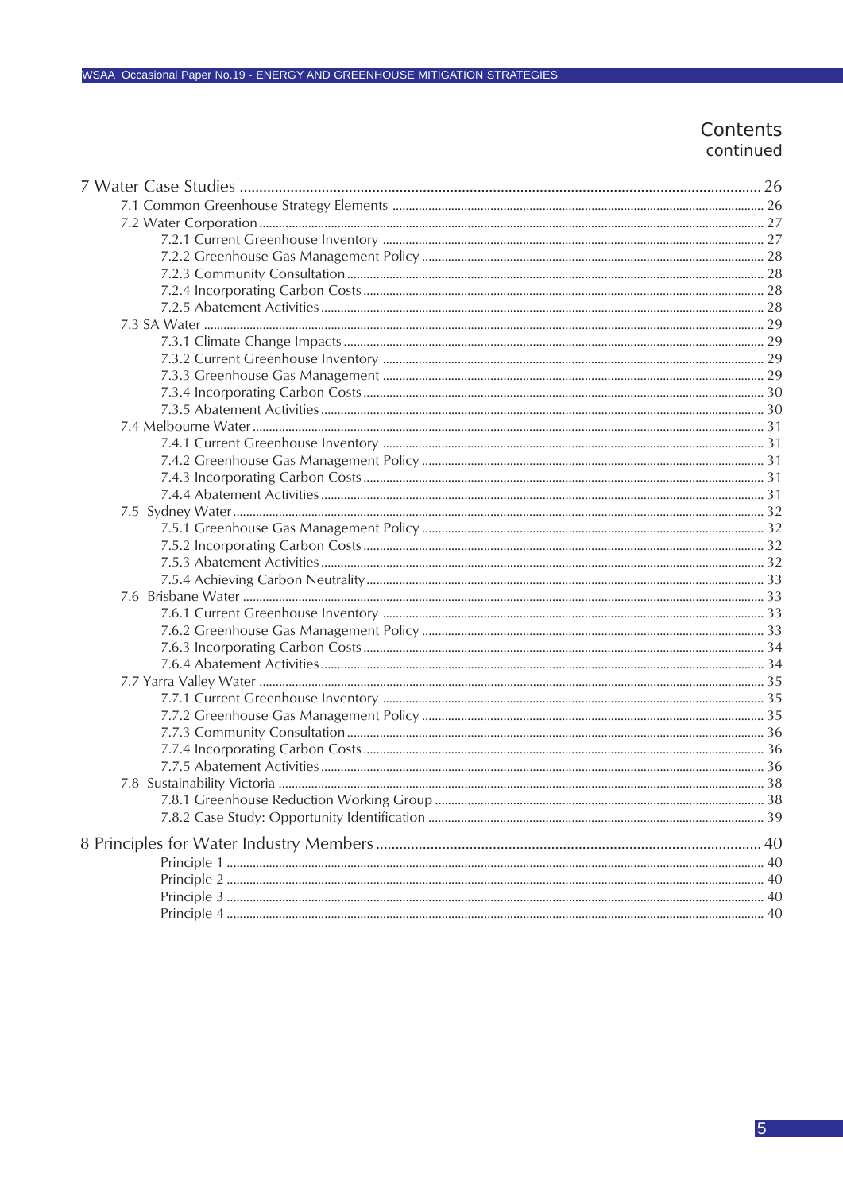## Contents
continued

7 Water Case Studies ........ 26

- 7.1 Common Greenhouse Strategy Elements ........ 26
- 7.2 Water Corporation ........ 27
  - 7.2.1 Current Greenhouse Inventory ........ 27
  - 7.2.2 Greenhouse Gas Management Policy ........ 28
  - 7.2.3 Community Consultation ........ 28
  - 7.2.4 Incorporating Carbon Costs ........ 28
  - 7.2.5 Abatement Activities ........ 28
- 7.3 SA Water ........ 29
  - 7.3.1 Climate Change Impacts ........ 29
  - 7.3.2 Current Greenhouse Inventory ........ 29
  - 7.3.3 Greenhouse Gas Management ........ 29
  - 7.3.4 Incorporating Carbon Costs ........ 30
  - 7.3.5 Abatement Activities ........ 30
- 7.4 Melbourne Water ........ 31
  - 7.4.1 Current Greenhouse Inventory ........ 31
  - 7.4.2 Greenhouse Gas Management Policy ........ 31
  - 7.4.3 Incorporating Carbon Costs ........ 31
  - 7.4.4 Abatement Activities ........ 31
- 7.5 Sydney Water ........ 32
  - 7.5.1 Greenhouse Gas Management Policy ........ 32
  - 7.5.2 Incorporating Carbon Costs ........ 32
  - 7.5.3 Abatement Activities ........ 32
  - 7.5.4 Achieving Carbon Neutrality ........ 33
- 7.6 Brisbane Water ........ 33
  - 7.6.1 Current Greenhouse Inventory ........ 33
  - 7.6.2 Greenhouse Gas Management Policy ........ 33
  - 7.6.3 Incorporating Carbon Costs ........ 34
  - 7.6.4 Abatement Activities ........ 34
- 7.7 Yarra Valley Water ........ 35
  - 7.7.1 Current Greenhouse Inventory ........ 35
  - 7.7.2 Greenhouse Gas Management Policy ........ 35
  - 7.7.3 Community Consultation ........ 36
  - 7.7.4 Incorporating Carbon Costs ........ 36
  - 7.7.5 Abatement Activities ........ 36
- 7.8 Sustainability Victoria ........ 38
  - 7.8.1 Greenhouse Reduction Working Group ........ 38
  - 7.8.2 Case Study: Opportunity Identification ........ 39

8 Principles for Water Industry Members ........ 40

- Principle 1 ........ 40
- Principle 2 ........ 40
- Principle 3 ........ 40
- Principle 4 ........ 40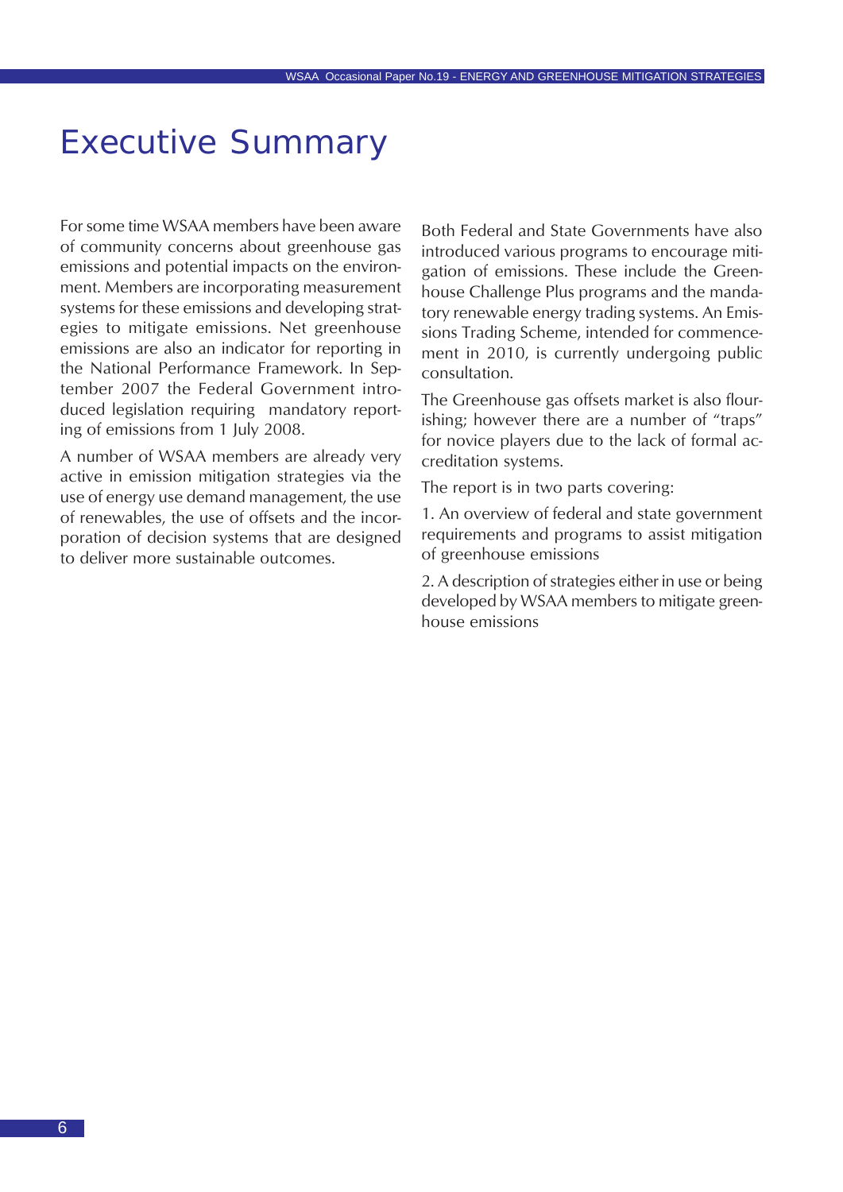# Executive Summary

For some time WSAA members have been aware of community concerns about greenhouse gas emissions and potential impacts on the environment. Members are incorporating measurement systems for these emissions and developing strategies to mitigate emissions. Net greenhouse emissions are also an indicator for reporting in the National Performance Framework. In September 2007 the Federal Government introduced legislation requiring mandatory reporting of emissions from 1 July 2008.

A number of WSAA members are already very active in emission mitigation strategies via the use of energy use demand management, the use of renewables, the use of offsets and the incorporation of decision systems that are designed to deliver more sustainable outcomes.

Both Federal and State Governments have also introduced various programs to encourage mitigation of emissions. These include the Greenhouse Challenge Plus programs and the mandatory renewable energy trading systems. An Emissions Trading Scheme, intended for commencement in 2010, is currently undergoing public consultation.

The Greenhouse gas offsets market is also flourishing; however there are a number of "traps" for novice players due to the lack of formal accreditation systems.

The report is in two parts covering:

1. An overview of federal and state government requirements and programs to assist mitigation of greenhouse emissions

2. A description of strategies either in use or being developed by WSAA members to mitigate greenhouse emissions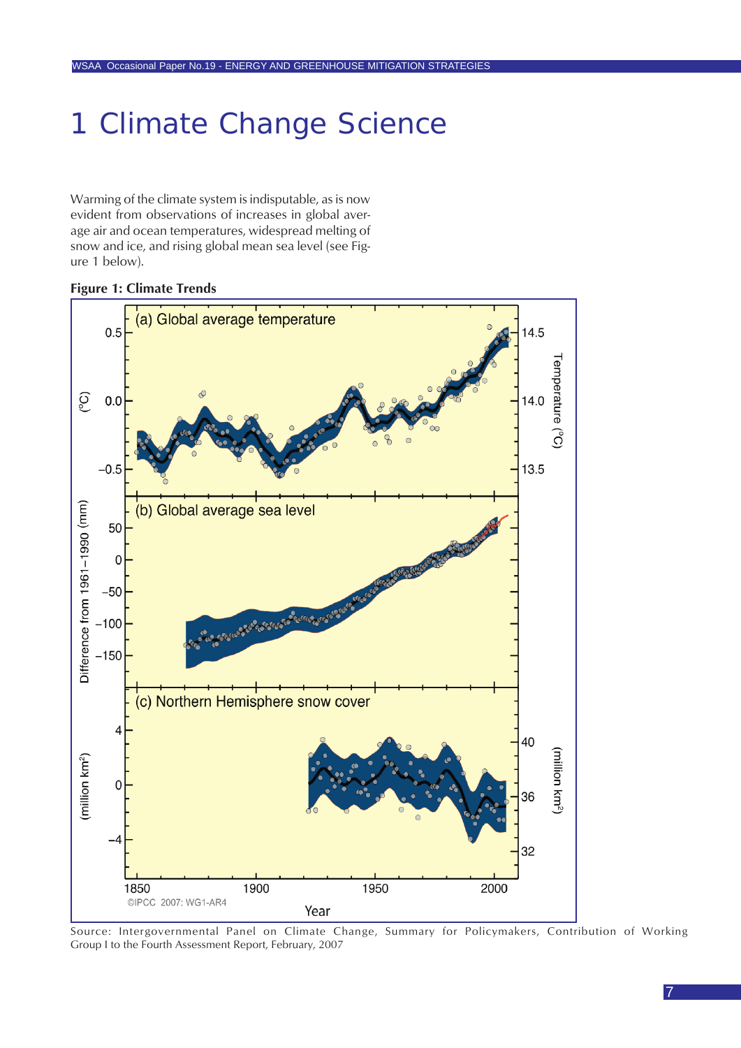# 1 Climate Change Science

Warming of the climate system is indisputable, as is now evident from observations of increases in global average air and ocean temperatures, widespread melting of snow and ice, and rising global mean sea level (see Figure 1 below).

**Figure 1: Climate Trends**

Source: Intergovernmental Panel on Climate Change, Summary for Policymakers, Contribution of Working Group I to the Fourth Assessment Report, February, 2007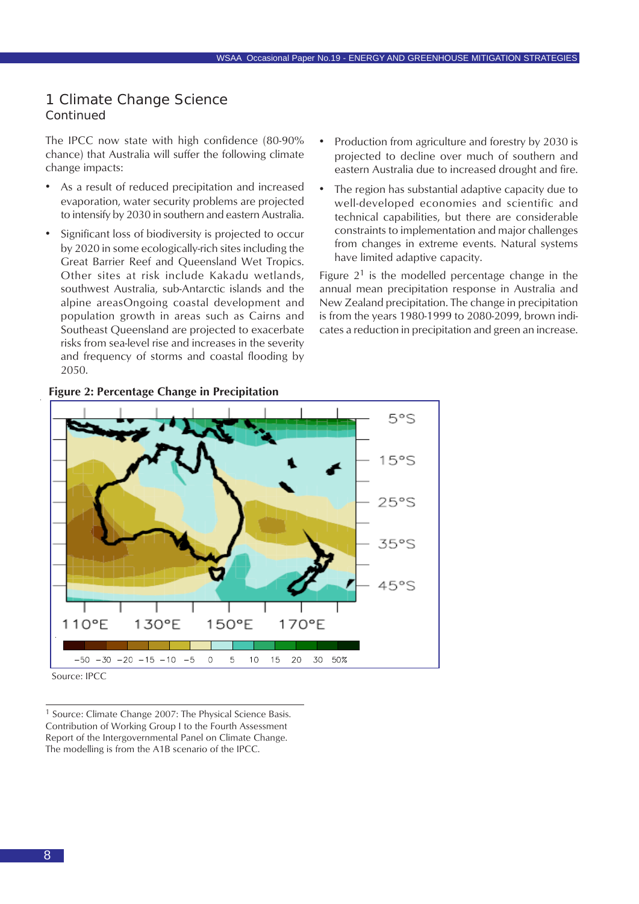# 1 Climate Change Science
Continued

The IPCC now state with high confidence (80-90% chance) that Australia will suffer the following climate change impacts:

- As a result of reduced precipitation and increased evaporation, water security problems are projected to intensify by 2030 in southern and eastern Australia.
- Significant loss of biodiversity is projected to occur by 2020 in some ecologically-rich sites including the Great Barrier Reef and Queensland Wet Tropics. Other sites at risk include Kakadu wetlands, southwest Australia, sub-Antarctic islands and the alpine areasOngoing coastal development and population growth in areas such as Cairns and Southeast Queensland are projected to exacerbate risks from sea-level rise and increases in the severity and frequency of storms and coastal flooding by 2050.
- Production from agriculture and forestry by 2030 is projected to decline over much of southern and eastern Australia due to increased drought and fire.
- The region has substantial adaptive capacity due to well-developed economies and scientific and technical capabilities, but there are considerable constraints to implementation and major challenges from changes in extreme events. Natural systems have limited adaptive capacity.

Figure 2[1] is the modelled percentage change in the annual mean precipitation response in Australia and New Zealand precipitation. The change in precipitation is from the years 1980-1999 to 2080-2099, brown indicates a reduction in precipitation and green an increase.

**Figure 2: Percentage Change in Precipitation**

Source: IPCC

[1] Source: Climate Change 2007: The Physical Science Basis. Contribution of Working Group I to the Fourth Assessment Report of the Intergovernmental Panel on Climate Change. The modelling is from the A1B scenario of the IPCC.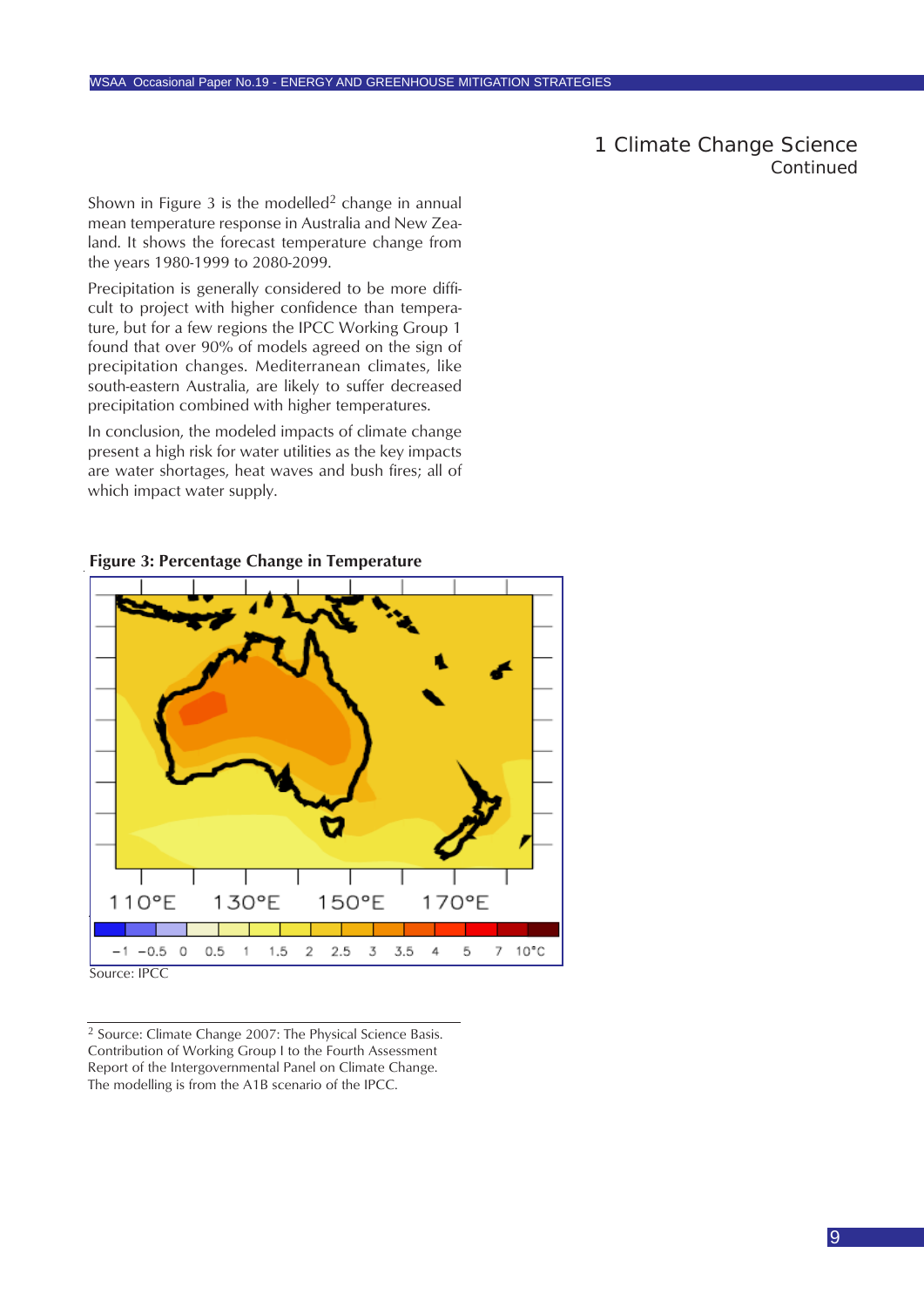# 1 Climate Change Science
Continued

Shown in Figure 3 is the modelled[2] change in annual mean temperature response in Australia and New Zealand. It shows the forecast temperature change from the years 1980-1999 to 2080-2099.

Precipitation is generally considered to be more difficult to project with higher confidence than temperature, but for a few regions the IPCC Working Group 1 found that over 90% of models agreed on the sign of precipitation changes. Mediterranean climates, like south-eastern Australia, are likely to suffer decreased precipitation combined with higher temperatures.

In conclusion, the modeled impacts of climate change present a high risk for water utilities as the key impacts are water shortages, heat waves and bush fires; all of which impact water supply.

**Figure 3: Percentage Change in Temperature**

110°E 130°E 150°E 170°E

−1 −0.5 0 0.5 1 1.5 2 2.5 3 3.5 4 5 7 10°C

Source: IPCC

---

[2] Source: Climate Change 2007: The Physical Science Basis. Contribution of Working Group I to the Fourth Assessment Report of the Intergovernmental Panel on Climate Change. The modelling is from the A1B scenario of the IPCC.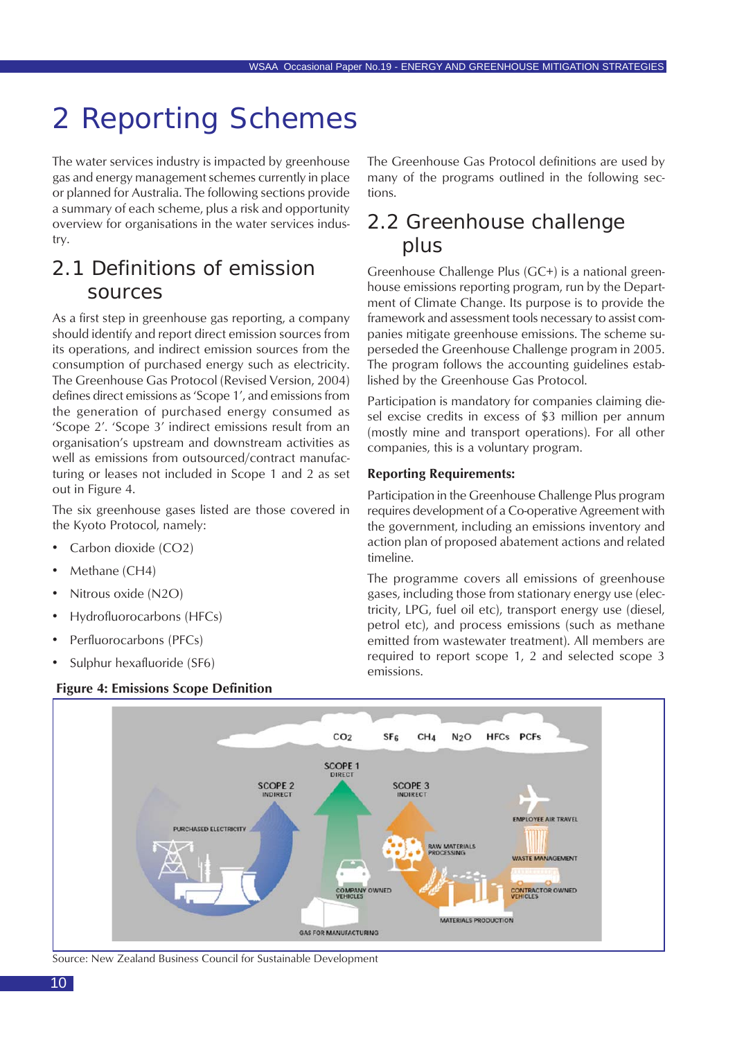# 2 Reporting Schemes

The water services industry is impacted by greenhouse gas and energy management schemes currently in place or planned for Australia. The following sections provide a summary of each scheme, plus a risk and opportunity overview for organisations in the water services industry.

## 2.1 Definitions of emission sources

As a first step in greenhouse gas reporting, a company should identify and report direct emission sources from its operations, and indirect emission sources from the consumption of purchased energy such as electricity. The Greenhouse Gas Protocol (Revised Version, 2004) defines direct emissions as 'Scope 1', and emissions from the generation of purchased energy consumed as 'Scope 2'. 'Scope 3' indirect emissions result from an organisation's upstream and downstream activities as well as emissions from outsourced/contract manufacturing or leases not included in Scope 1 and 2 as set out in Figure 4.

The six greenhouse gases listed are those covered in the Kyoto Protocol, namely:

- Carbon dioxide (CO2)
- Methane (CH4)
- Nitrous oxide (N2O)
- Hydrofluorocarbons (HFCs)
- Perfluorocarbons (PFCs)
- Sulphur hexafluoride (SF6)

**Figure 4: Emissions Scope Definition**

Source: New Zealand Business Council for Sustainable Development

The Greenhouse Gas Protocol definitions are used by many of the programs outlined in the following sections.

## 2.2 Greenhouse challenge plus

Greenhouse Challenge Plus (GC+) is a national greenhouse emissions reporting program, run by the Department of Climate Change. Its purpose is to provide the framework and assessment tools necessary to assist companies mitigate greenhouse emissions. The scheme superseded the Greenhouse Challenge program in 2005. The program follows the accounting guidelines established by the Greenhouse Gas Protocol.

Participation is mandatory for companies claiming diesel excise credits in excess of $3 million per annum (mostly mine and transport operations). For all other companies, this is a voluntary program.

**Reporting Requirements:**

Participation in the Greenhouse Challenge Plus program requires development of a Co-operative Agreement with the government, including an emissions inventory and action plan of proposed abatement actions and related timeline.

The programme covers all emissions of greenhouse gases, including those from stationary energy use (electricity, LPG, fuel oil etc), transport energy use (diesel, petrol etc), and process emissions (such as methane emitted from wastewater treatment). All members are required to report scope 1, 2 and selected scope 3 emissions.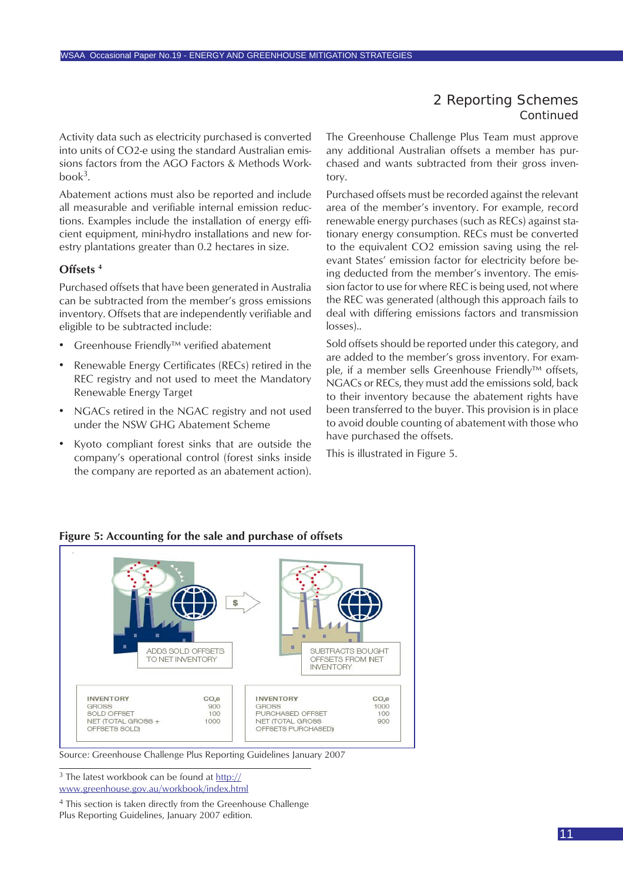## 2 Reporting Schemes
Continued

Activity data such as electricity purchased is converted into units of $CO_2$-e using the standard Australian emissions factors from the AGO Factors & Methods Workbook[3].

Abatement actions must also be reported and include all measurable and verifiable internal emission reductions. Examples include the installation of energy efficient equipment, mini-hydro installations and new forestry plantations greater than 0.2 hectares in size.

### Offsets [4]

Purchased offsets that have been generated in Australia can be subtracted from the member's gross emissions inventory. Offsets that are independently verifiable and eligible to be subtracted include:

- Greenhouse Friendly™ verified abatement
- Renewable Energy Certificates (RECs) retired in the REC registry and not used to meet the Mandatory Renewable Energy Target
- NGACs retired in the NGAC registry and not used under the NSW GHG Abatement Scheme
- Kyoto compliant forest sinks that are outside the company's operational control (forest sinks inside the company are reported as an abatement action).

The Greenhouse Challenge Plus Team must approve any additional Australian offsets a member has purchased and wants subtracted from their gross inventory.

Purchased offsets must be recorded against the relevant area of the member's inventory. For example, record renewable energy purchases (such as RECs) against stationary energy consumption. RECs must be converted to the equivalent $CO_2$ emission saving using the relevant States' emission factor for electricity before being deducted from the member's inventory. The emission factor to use for where REC is being used, not where the REC was generated (although this approach fails to deal with differing emissions factors and transmission losses)..

Sold offsets should be reported under this category, and are added to the member's gross inventory. For example, if a member sells Greenhouse Friendly™ offsets, NGACs or RECs, they must add the emissions sold, back to their inventory because the abatement rights have been transferred to the buyer. This provision is in place to avoid double counting of abatement with those who have purchased the offsets.

This is illustrated in Figure 5.

**Figure 5: Accounting for the sale and purchase of offsets**

ADDS SOLD OFFSETS TO NET INVENTORY

| INVENTORY | $CO_2e$ |
|---|---|
| GROSS | 900 |
| SOLD OFFSET | 100 |
| NET (TOTAL GROSS + OFFSETS SOLD) | 1000 |

SUBTRACTS BOUGHT OFFSETS FROM NET INVENTORY

| INVENTORY | $CO_2e$ |
|---|---|
| GROSS | 1000 |
| PURCHASED OFFSET | 100 |
| NET (TOTAL GROSS OFFSETS PURCHASED) | 900 |

Source: Greenhouse Challenge Plus Reporting Guidelines January 2007

[3] The latest workbook can be found at http://www.greenhouse.gov.au/workbook/index.html

[4] This section is taken directly from the Greenhouse Challenge Plus Reporting Guidelines, January 2007 edition.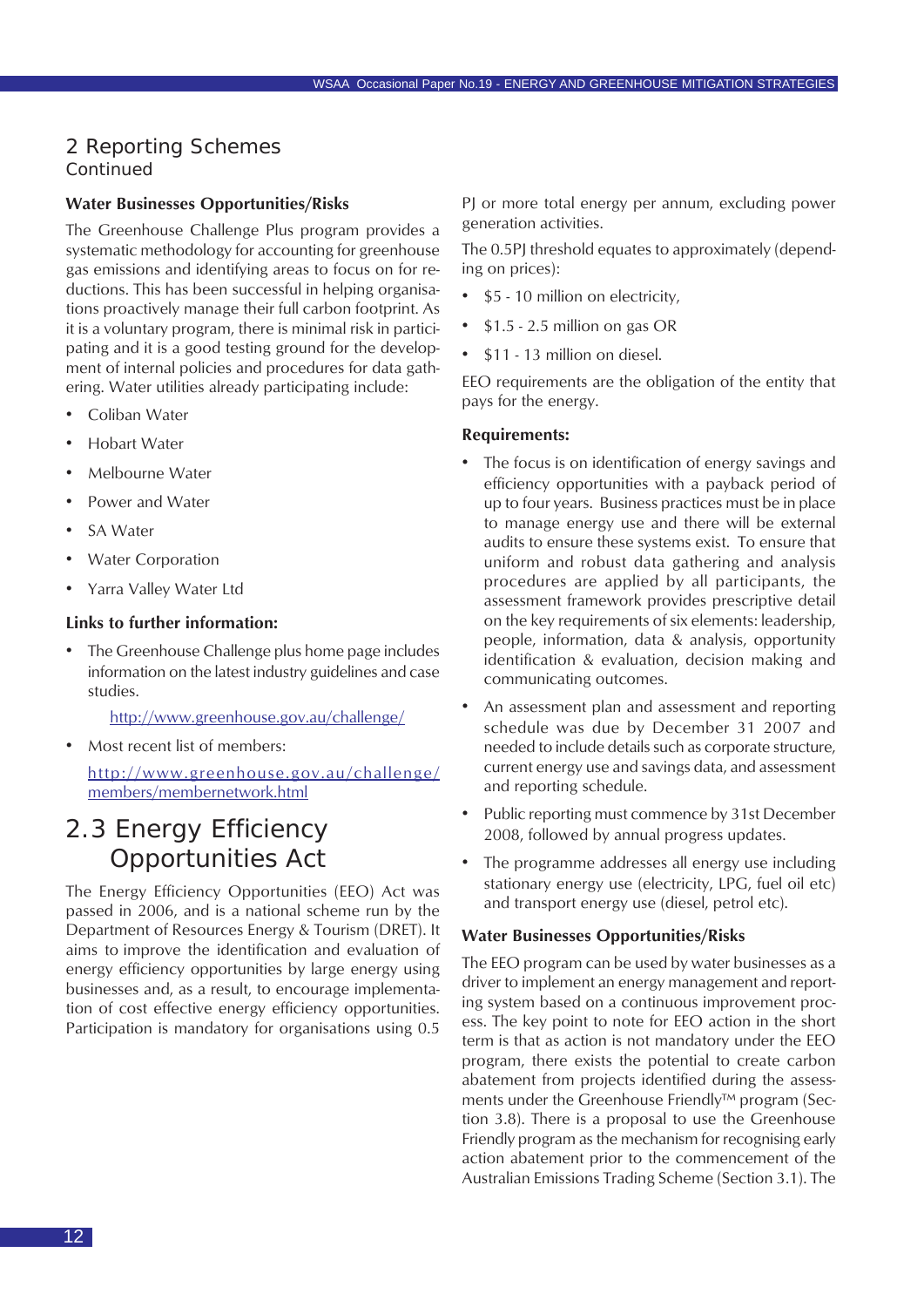## 2 Reporting Schemes
Continued

**Water Businesses Opportunities/Risks**

The Greenhouse Challenge Plus program provides a systematic methodology for accounting for greenhouse gas emissions and identifying areas to focus on for reductions. This has been successful in helping organisations proactively manage their full carbon footprint. As it is a voluntary program, there is minimal risk in participating and it is a good testing ground for the development of internal policies and procedures for data gathering. Water utilities already participating include:

- Coliban Water
- Hobart Water
- Melbourne Water
- Power and Water
- SA Water
- Water Corporation
- Yarra Valley Water Ltd

**Links to further information:**

- The Greenhouse Challenge plus home page includes information on the latest industry guidelines and case studies.

  http://www.greenhouse.gov.au/challenge/

- Most recent list of members:

  http://www.greenhouse.gov.au/challenge/members/membernetwork.html

## 2.3 Energy Efficiency Opportunities Act

The Energy Efficiency Opportunities (EEO) Act was passed in 2006, and is a national scheme run by the Department of Resources Energy & Tourism (DRET). It aims to improve the identification and evaluation of energy efficiency opportunities by large energy using businesses and, as a result, to encourage implementation of cost effective energy efficiency opportunities. Participation is mandatory for organisations using 0.5 PJ or more total energy per annum, excluding power generation activities.

The 0.5PJ threshold equates to approximately (depending on prices):

- $5 - 10 million on electricity,
- $1.5 - 2.5 million on gas OR
- $11 - 13 million on diesel.

EEO requirements are the obligation of the entity that pays for the energy.

**Requirements:**

- The focus is on identification of energy savings and efficiency opportunities with a payback period of up to four years. Business practices must be in place to manage energy use and there will be external audits to ensure these systems exist. To ensure that uniform and robust data gathering and analysis procedures are applied by all participants, the assessment framework provides prescriptive detail on the key requirements of six elements: leadership, people, information, data & analysis, opportunity identification & evaluation, decision making and communicating outcomes.
- An assessment plan and assessment and reporting schedule was due by December 31 2007 and needed to include details such as corporate structure, current energy use and savings data, and assessment and reporting schedule.
- Public reporting must commence by 31st December 2008, followed by annual progress updates.
- The programme addresses all energy use including stationary energy use (electricity, LPG, fuel oil etc) and transport energy use (diesel, petrol etc).

**Water Businesses Opportunities/Risks**

The EEO program can be used by water businesses as a driver to implement an energy management and reporting system based on a continuous improvement process. The key point to note for EEO action in the short term is that as action is not mandatory under the EEO program, there exists the potential to create carbon abatement from projects identified during the assessments under the Greenhouse Friendly™ program (Section 3.8). There is a proposal to use the Greenhouse Friendly program as the mechanism for recognising early action abatement prior to the commencement of the Australian Emissions Trading Scheme (Section 3.1). The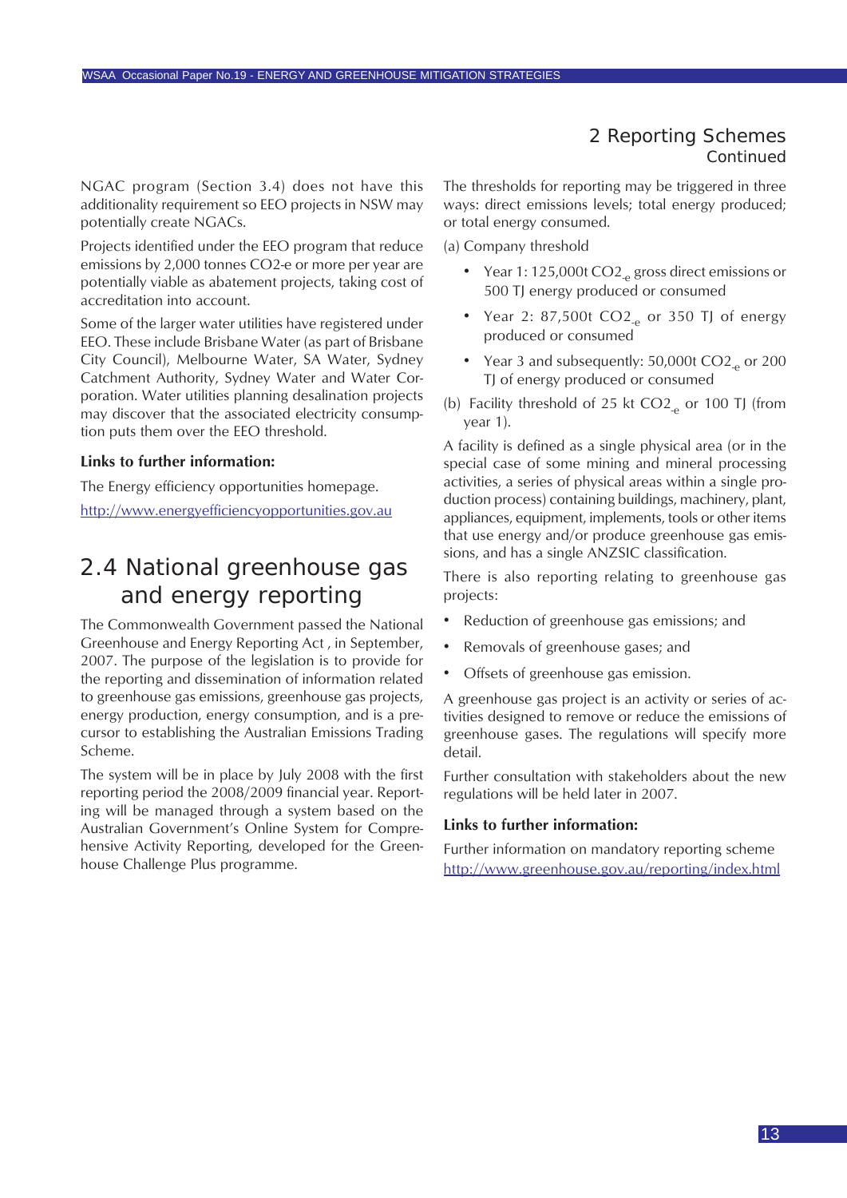## 2 Reporting Schemes Continued

NGAC program (Section 3.4) does not have this additionality requirement so EEO projects in NSW may potentially create NGACs.

Projects identified under the EEO program that reduce emissions by 2,000 tonnes CO2-e or more per year are potentially viable as abatement projects, taking cost of accreditation into account.

Some of the larger water utilities have registered under EEO. These include Brisbane Water (as part of Brisbane City Council), Melbourne Water, SA Water, Sydney Catchment Authority, Sydney Water and Water Corporation. Water utilities planning desalination projects may discover that the associated electricity consumption puts them over the EEO threshold.

**Links to further information:**

The Energy efficiency opportunities homepage.

http://www.energyefficiencyopportunities.gov.au

## 2.4 National greenhouse gas and energy reporting

The Commonwealth Government passed the National Greenhouse and Energy Reporting Act , in September, 2007. The purpose of the legislation is to provide for the reporting and dissemination of information related to greenhouse gas emissions, greenhouse gas projects, energy production, energy consumption, and is a precursor to establishing the Australian Emissions Trading Scheme.

The system will be in place by July 2008 with the first reporting period the 2008/2009 financial year. Reporting will be managed through a system based on the Australian Government's Online System for Comprehensive Activity Reporting, developed for the Greenhouse Challenge Plus programme.

The thresholds for reporting may be triggered in three ways: direct emissions levels; total energy produced; or total energy consumed.

(a) Company threshold

- Year 1: 125,000t $CO2_{-e}$ gross direct emissions or 500 TJ energy produced or consumed
- Year 2: 87,500t $CO2_{-e}$ or 350 TJ of energy produced or consumed
- Year 3 and subsequently: 50,000t $CO2_{-e}$ or 200 TJ of energy produced or consumed

(b) Facility threshold of 25 kt $CO2_{-e}$ or 100 TJ (from year 1).

A facility is defined as a single physical area (or in the special case of some mining and mineral processing activities, a series of physical areas within a single production process) containing buildings, machinery, plant, appliances, equipment, implements, tools or other items that use energy and/or produce greenhouse gas emissions, and has a single ANZSIC classification.

There is also reporting relating to greenhouse gas projects:

- Reduction of greenhouse gas emissions; and
- Removals of greenhouse gases; and
- Offsets of greenhouse gas emission.

A greenhouse gas project is an activity or series of activities designed to remove or reduce the emissions of greenhouse gases. The regulations will specify more detail.

Further consultation with stakeholders about the new regulations will be held later in 2007.

**Links to further information:**

Further information on mandatory reporting scheme
http://www.greenhouse.gov.au/reporting/index.html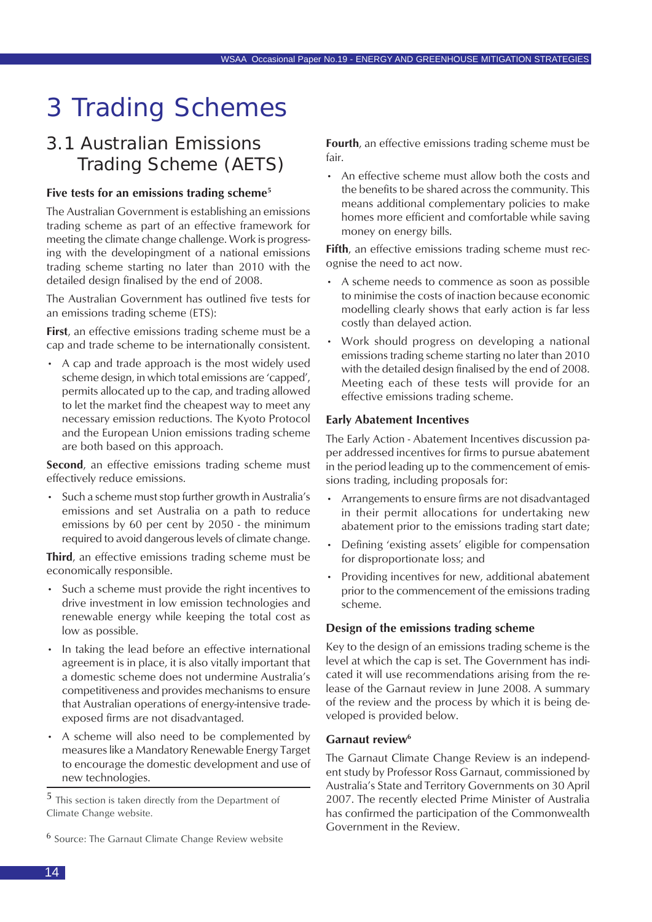# 3 Trading Schemes

## 3.1 Australian Emissions Trading Scheme (AETS)

### Five tests for an emissions trading scheme[5]

The Australian Government is establishing an emissions trading scheme as part of an effective framework for meeting the climate change challenge. Work is progressing with the developingment of a national emissions trading scheme starting no later than 2010 with the detailed design finalised by the end of 2008.

The Australian Government has outlined five tests for an emissions trading scheme (ETS):

**First**, an effective emissions trading scheme must be a cap and trade scheme to be internationally consistent.

- A cap and trade approach is the most widely used scheme design, in which total emissions are 'capped', permits allocated up to the cap, and trading allowed to let the market find the cheapest way to meet any necessary emission reductions. The Kyoto Protocol and the European Union emissions trading scheme are both based on this approach.

**Second**, an effective emissions trading scheme must effectively reduce emissions.

- Such a scheme must stop further growth in Australia's emissions and set Australia on a path to reduce emissions by 60 per cent by 2050 - the minimum required to avoid dangerous levels of climate change.

**Third**, an effective emissions trading scheme must be economically responsible.

- Such a scheme must provide the right incentives to drive investment in low emission technologies and renewable energy while keeping the total cost as low as possible.
- In taking the lead before an effective international agreement is in place, it is also vitally important that a domestic scheme does not undermine Australia's competitiveness and provides mechanisms to ensure that Australian operations of energy-intensive trade-exposed firms are not disadvantaged.
- A scheme will also need to be complemented by measures like a Mandatory Renewable Energy Target to encourage the domestic development and use of new technologies.

**Fourth**, an effective emissions trading scheme must be fair.

- An effective scheme must allow both the costs and the benefits to be shared across the community. This means additional complementary policies to make homes more efficient and comfortable while saving money on energy bills.

**Fifth**, an effective emissions trading scheme must recognise the need to act now.

- A scheme needs to commence as soon as possible to minimise the costs of inaction because economic modelling clearly shows that early action is far less costly than delayed action.
- Work should progress on developing a national emissions trading scheme starting no later than 2010 with the detailed design finalised by the end of 2008. Meeting each of these tests will provide for an effective emissions trading scheme.

### Early Abatement Incentives

The Early Action - Abatement Incentives discussion paper addressed incentives for firms to pursue abatement in the period leading up to the commencement of emissions trading, including proposals for:

- Arrangements to ensure firms are not disadvantaged in their permit allocations for undertaking new abatement prior to the emissions trading start date;
- Defining 'existing assets' eligible for compensation for disproportionate loss; and
- Providing incentives for new, additional abatement prior to the commencement of the emissions trading scheme.

### Design of the emissions trading scheme

Key to the design of an emissions trading scheme is the level at which the cap is set. The Government has indicated it will use recommendations arising from the release of the Garnaut review in June 2008. A summary of the review and the process by which it is being developed is provided below.

### Garnaut review[6]

The Garnaut Climate Change Review is an independent study by Professor Ross Garnaut, commissioned by Australia's State and Territory Governments on 30 April 2007. The recently elected Prime Minister of Australia has confirmed the participation of the Commonwealth Government in the Review.

---

[5] This section is taken directly from the Department of Climate Change website.

[6] Source: The Garnaut Climate Change Review website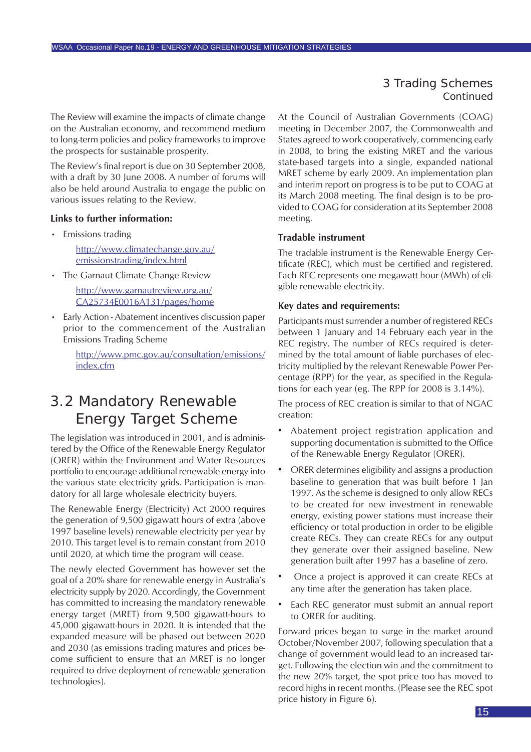The Review will examine the impacts of climate change on the Australian economy, and recommend medium to long-term policies and policy frameworks to improve the prospects for sustainable prosperity.

The Review's final report is due on 30 September 2008, with a draft by 30 June 2008. A number of forums will also be held around Australia to engage the public on various issues relating to the Review.

**Links to further information:**

- Emissions trading

  http://www.climatechange.gov.au/emissionstrading/index.html

- The Garnaut Climate Change Review

  http://www.garnautreview.org.au/CA25734E0016A131/pages/home

- Early Action - Abatement incentives discussion paper prior to the commencement of the Australian Emissions Trading Scheme

  http://www.pmc.gov.au/consultation/emissions/index.cfm

## 3.2 Mandatory Renewable Energy Target Scheme

The legislation was introduced in 2001, and is administered by the Office of the Renewable Energy Regulator (ORER) within the Environment and Water Resources portfolio to encourage additional renewable energy into the various state electricity grids. Participation is mandatory for all large wholesale electricity buyers.

The Renewable Energy (Electricity) Act 2000 requires the generation of 9,500 gigawatt hours of extra (above 1997 baseline levels) renewable electricity per year by 2010. This target level is to remain constant from 2010 until 2020, at which time the program will cease.

The newly elected Government has however set the goal of a 20% share for renewable energy in Australia's electricity supply by 2020. Accordingly, the Government has committed to increasing the mandatory renewable energy target (MRET) from 9,500 gigawatt-hours to 45,000 gigawatt-hours in 2020. It is intended that the expanded measure will be phased out between 2020 and 2030 (as emissions trading matures and prices become sufficient to ensure that an MRET is no longer required to drive deployment of renewable generation technologies).

At the Council of Australian Governments (COAG) meeting in December 2007, the Commonwealth and States agreed to work cooperatively, commencing early in 2008, to bring the existing MRET and the various state-based targets into a single, expanded national MRET scheme by early 2009. An implementation plan and interim report on progress is to be put to COAG at its March 2008 meeting. The final design is to be provided to COAG for consideration at its September 2008 meeting.

**Tradable instrument**

The tradable instrument is the Renewable Energy Certificate (REC), which must be certified and registered. Each REC represents one megawatt hour (MWh) of eligible renewable electricity.

**Key dates and requirements:**

Participants must surrender a number of registered RECs between 1 January and 14 February each year in the REC registry. The number of RECs required is determined by the total amount of liable purchases of electricity multiplied by the relevant Renewable Power Percentage (RPP) for the year, as specified in the Regulations for each year (eg. The RPP for 2008 is 3.14%).

The process of REC creation is similar to that of NGAC creation:

- Abatement project registration application and supporting documentation is submitted to the Office of the Renewable Energy Regulator (ORER).
- ORER determines eligibility and assigns a production baseline to generation that was built before 1 Jan 1997. As the scheme is designed to only allow RECs to be created for new investment in renewable energy, existing power stations must increase their efficiency or total production in order to be eligible create RECs. They can create RECs for any output they generate over their assigned baseline. New generation built after 1997 has a baseline of zero.
- Once a project is approved it can create RECs at any time after the generation has taken place.
- Each REC generator must submit an annual report to ORER for auditing.

Forward prices began to surge in the market around October/November 2007, following speculation that a change of government would lead to an increased target. Following the election win and the commitment to the new 20% target, the spot price too has moved to record highs in recent months. (Please see the REC spot price history in Figure 6).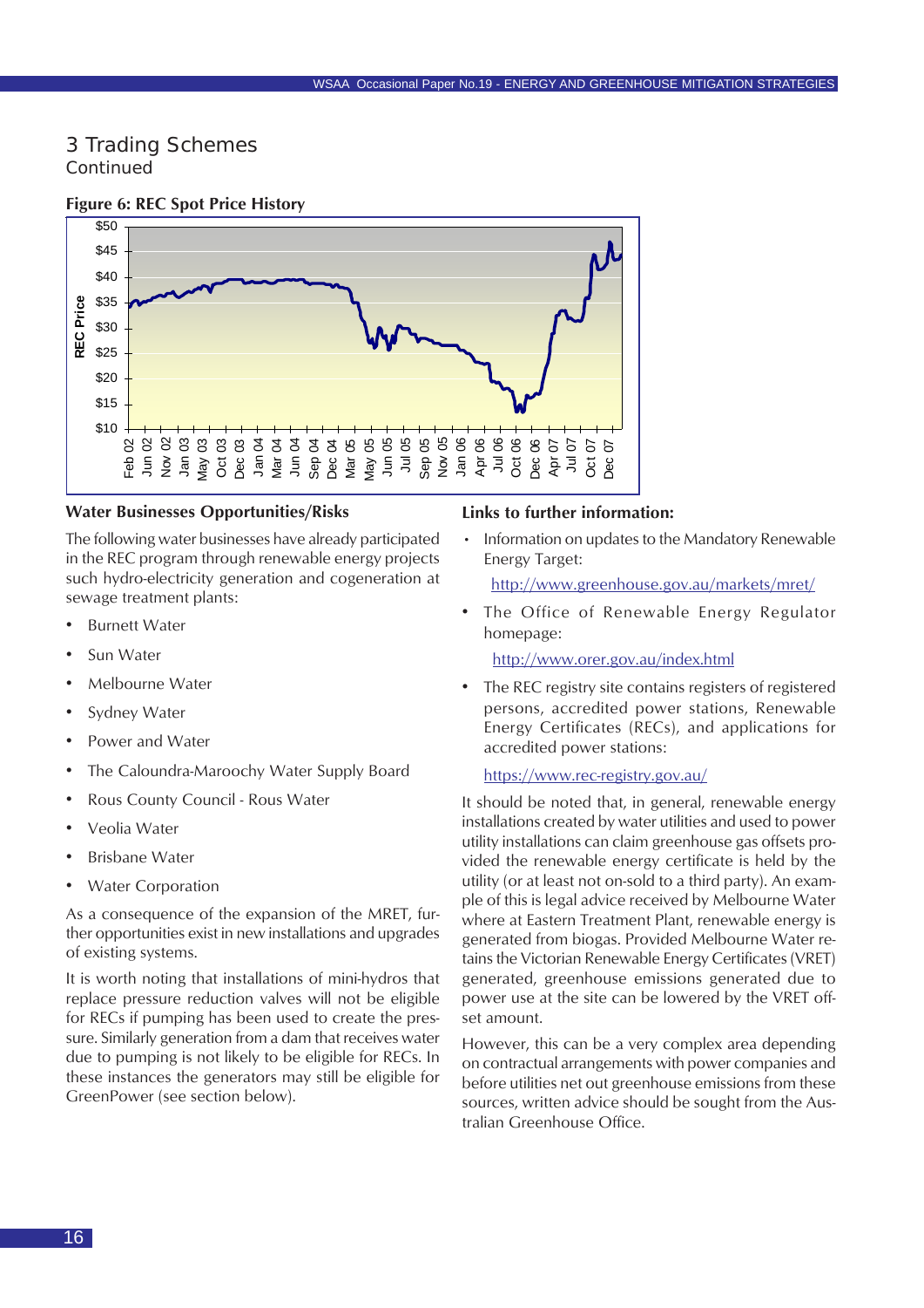## 3 Trading Schemes
Continued

**Figure 6: REC Spot Price History**

## Water Businesses Opportunities/Risks

The following water businesses have already participated in the REC program through renewable energy projects such hydro-electricity generation and cogeneration at sewage treatment plants:

- Burnett Water
- Sun Water
- Melbourne Water
- Sydney Water
- Power and Water
- The Caloundra-Maroochy Water Supply Board
- Rous County Council - Rous Water
- Veolia Water
- Brisbane Water
- Water Corporation

As a consequence of the expansion of the MRET, further opportunities exist in new installations and upgrades of existing systems.

It is worth noting that installations of mini-hydros that replace pressure reduction valves will not be eligible for RECs if pumping has been used to create the pressure. Similarly generation from a dam that receives water due to pumping is not likely to be eligible for RECs. In these instances the generators may still be eligible for GreenPower (see section below).

## Links to further information:

- Information on updates to the Mandatory Renewable Energy Target:

  http://www.greenhouse.gov.au/markets/mret/

- The Office of Renewable Energy Regulator homepage:

  http://www.orer.gov.au/index.html

- The REC registry site contains registers of registered persons, accredited power stations, Renewable Energy Certificates (RECs), and applications for accredited power stations:

  https://www.rec-registry.gov.au/

It should be noted that, in general, renewable energy installations created by water utilities and used to power utility installations can claim greenhouse gas offsets provided the renewable energy certificate is held by the utility (or at least not on-sold to a third party). An example of this is legal advice received by Melbourne Water where at Eastern Treatment Plant, renewable energy is generated from biogas. Provided Melbourne Water retains the Victorian Renewable Energy Certificates (VRET) generated, greenhouse emissions generated due to power use at the site can be lowered by the VRET offset amount.

However, this can be a very complex area depending on contractual arrangements with power companies and before utilities net out greenhouse emissions from these sources, written advice should be sought from the Australian Greenhouse Office.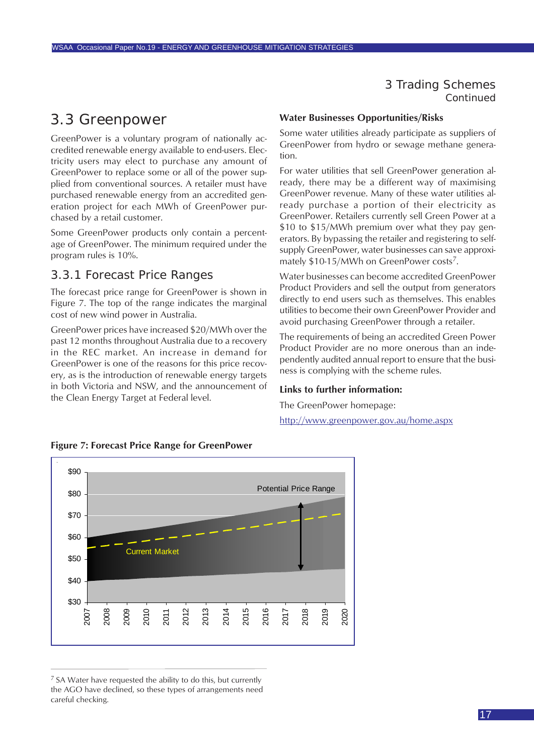## 3 Trading Schemes
Continued

## 3.3 Greenpower

GreenPower is a voluntary program of nationally accredited renewable energy available to end-users. Electricity users may elect to purchase any amount of GreenPower to replace some or all of the power supplied from conventional sources. A retailer must have purchased renewable energy from an accredited generation project for each MWh of GreenPower purchased by a retail customer.

Some GreenPower products only contain a percentage of GreenPower. The minimum required under the program rules is 10%.

### 3.3.1 Forecast Price Ranges

The forecast price range for GreenPower is shown in Figure 7. The top of the range indicates the marginal cost of new wind power in Australia.

GreenPower prices have increased $20/MWh over the past 12 months throughout Australia due to a recovery in the REC market. An increase in demand for GreenPower is one of the reasons for this price recovery, as is the introduction of renewable energy targets in both Victoria and NSW, and the announcement of the Clean Energy Target at Federal level.

**Water Businesses Opportunities/Risks**

Some water utilities already participate as suppliers of GreenPower from hydro or sewage methane generation.

For water utilities that sell GreenPower generation already, there may be a different way of maximising GreenPower revenue. Many of these water utilities already purchase a portion of their electricity as GreenPower. Retailers currently sell Green Power at a $10 to $15/MWh premium over what they pay generators. By bypassing the retailer and registering to self-supply GreenPower, water businesses can save approximately $10-15/MWh on GreenPower costs[7].

Water businesses can become accredited GreenPower Product Providers and sell the output from generators directly to end users such as themselves. This enables utilities to become their own GreenPower Provider and avoid purchasing GreenPower through a retailer.

The requirements of being an accredited Green Power Product Provider are no more onerous than an independently audited annual report to ensure that the business is complying with the scheme rules.

**Links to further information:**

The GreenPower homepage:

http://www.greenpower.gov.au/home.aspx

**Figure 7: Forecast Price Range for GreenPower**

[7] SA Water have requested the ability to do this, but currently the AGO have declined, so these types of arrangements need careful checking.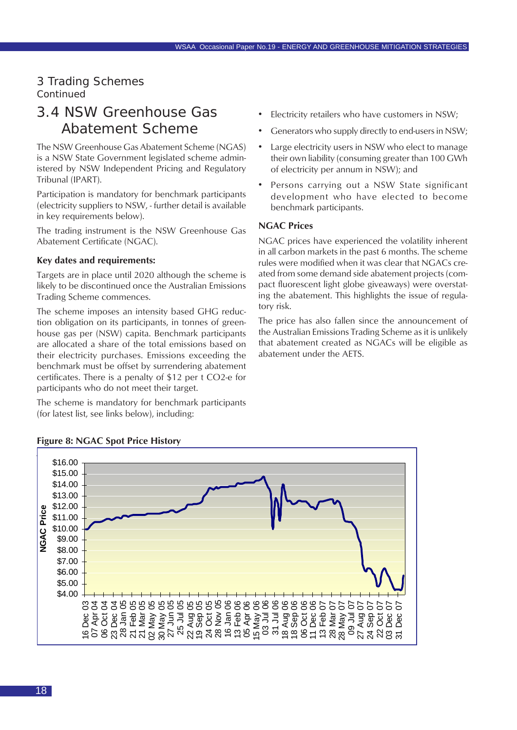## 3 Trading Schemes
Continued

# 3.4 NSW Greenhouse Gas Abatement Scheme

The NSW Greenhouse Gas Abatement Scheme (NGAS) is a NSW State Government legislated scheme administered by NSW Independent Pricing and Regulatory Tribunal (IPART).

Participation is mandatory for benchmark participants (electricity suppliers to NSW, - further detail is available in key requirements below).

The trading instrument is the NSW Greenhouse Gas Abatement Certificate (NGAC).

**Key dates and requirements:**

Targets are in place until 2020 although the scheme is likely to be discontinued once the Australian Emissions Trading Scheme commences.

The scheme imposes an intensity based GHG reduction obligation on its participants, in tonnes of greenhouse gas per (NSW) capita. Benchmark participants are allocated a share of the total emissions based on their electricity purchases. Emissions exceeding the benchmark must be offset by surrendering abatement certificates. There is a penalty of \$12 per t $CO_2$-e for participants who do not meet their target.

The scheme is mandatory for benchmark participants (for latest list, see links below), including:

- Electricity retailers who have customers in NSW;
- Generators who supply directly to end-users in NSW;
- Large electricity users in NSW who elect to manage their own liability (consuming greater than 100 GWh of electricity per annum in NSW); and
- Persons carrying out a NSW State significant development who have elected to become benchmark participants.

**NGAC Prices**

NGAC prices have experienced the volatility inherent in all carbon markets in the past 6 months. The scheme rules were modified when it was clear that NGACs created from some demand side abatement projects (compact fluorescent light globe giveaways) were overstating the abatement. This highlights the issue of regulatory risk.

The price has also fallen since the announcement of the Australian Emissions Trading Scheme as it is unlikely that abatement created as NGACs will be eligible as abatement under the AETS.

**Figure 8: NGAC Spot Price History**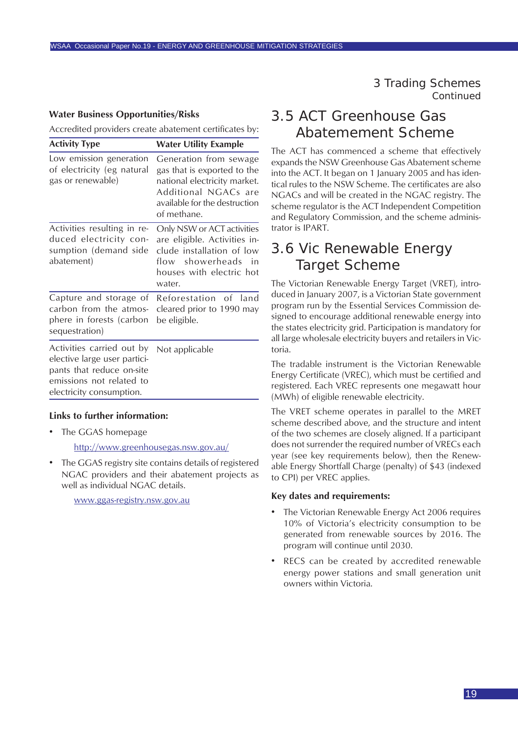### Water Business Opportunities/Risks

Accredited providers create abatement certificates by:

| Activity Type | Water Utility Example |
|---|---|
| Low emission generation of electricity (eg natural gas or renewable) | Generation from sewage gas that is exported to the national electricity market. Additional NGACs are available for the destruction of methane. |
| Activities resulting in reduced electricity consumption (demand side abatement) | Only NSW or ACT activities are eligible. Activities include installation of low flow showerheads in houses with electric hot water. |
| Capture and storage of carbon from the atmosphere in forests (carbon sequestration) | Reforestation of land cleared prior to 1990 may be eligible. |
| Activities carried out by elective large user participants that reduce on-site emissions not related to electricity consumption. | Not applicable |

**Links to further information:**

- The GGAS homepage

  http://www.greenhousegas.nsw.gov.au/

- The GGAS registry site contains details of registered NGAC providers and their abatement projects as well as individual NGAC details.

  www.ggas-registry.nsw.gov.au

## 3.5 ACT Greenhouse Gas Abatement Scheme

The ACT has commenced a scheme that effectively expands the NSW Greenhouse Gas Abatement scheme into the ACT. It began on 1 January 2005 and has identical rules to the NSW Scheme. The certificates are also NGACs and will be created in the NGAC registry. The scheme regulator is the ACT Independent Competition and Regulatory Commission, and the scheme administrator is IPART.

## 3.6 Vic Renewable Energy Target Scheme

The Victorian Renewable Energy Target (VRET), introduced in January 2007, is a Victorian State government program run by the Essential Services Commission designed to encourage additional renewable energy into the states electricity grid. Participation is mandatory for all large wholesale electricity buyers and retailers in Victoria.

The tradable instrument is the Victorian Renewable Energy Certificate (VREC), which must be certified and registered. Each VREC represents one megawatt hour (MWh) of eligible renewable electricity.

The VRET scheme operates in parallel to the MRET scheme described above, and the structure and intent of the two schemes are closely aligned. If a participant does not surrender the required number of VRECs each year (see key requirements below), then the Renewable Energy Shortfall Charge (penalty) of $43 (indexed to CPI) per VREC applies.

**Key dates and requirements:**

- The Victorian Renewable Energy Act 2006 requires 10% of Victoria's electricity consumption to be generated from renewable sources by 2016. The program will continue until 2030.
- RECS can be created by accredited renewable energy power stations and small generation unit owners within Victoria.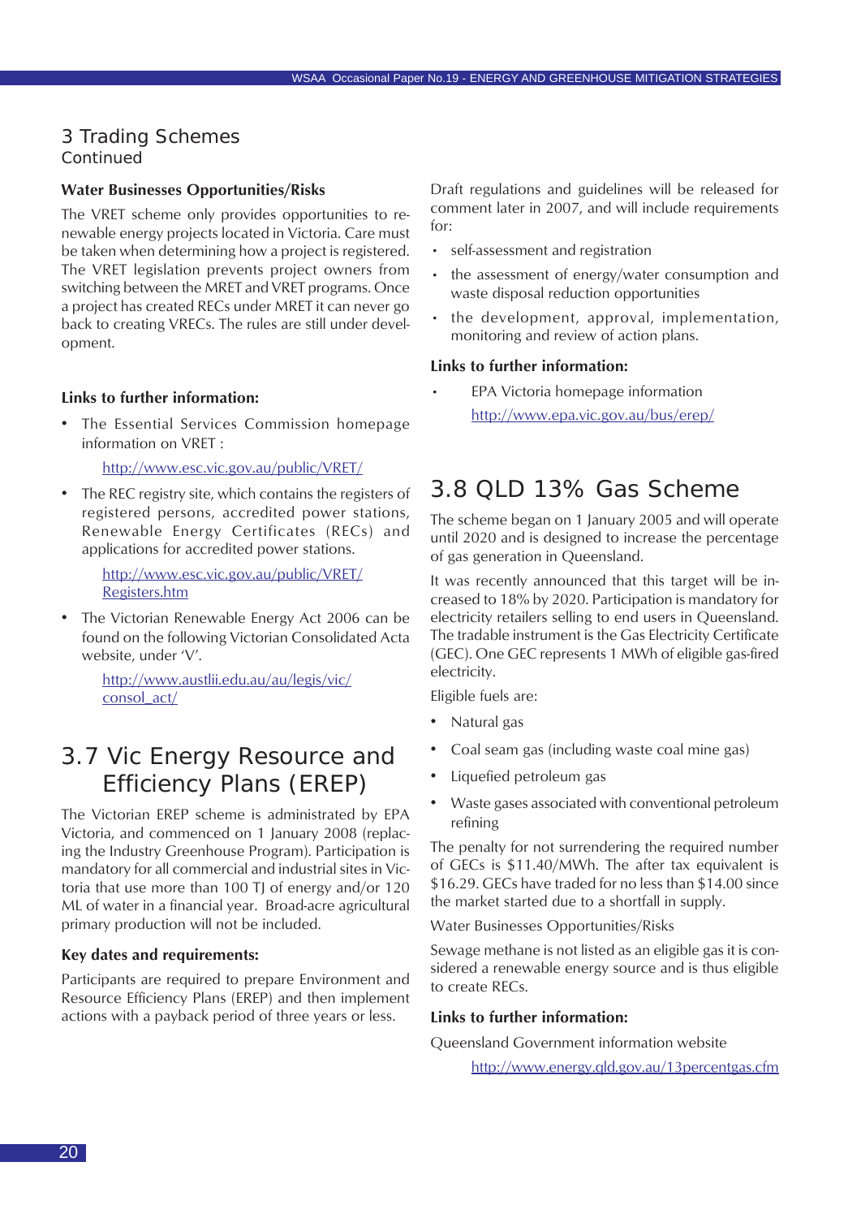# 3 Trading Schemes
Continued

**Water Businesses Opportunities/Risks**

The VRET scheme only provides opportunities to renewable energy projects located in Victoria. Care must be taken when determining how a project is registered. The VRET legislation prevents project owners from switching between the MRET and VRET programs. Once a project has created RECs under MRET it can never go back to creating VRECs. The rules are still under development.

**Links to further information:**

- The Essential Services Commission homepage information on VRET :

  http://www.esc.vic.gov.au/public/VRET/

- The REC registry site, which contains the registers of registered persons, accredited power stations, Renewable Energy Certificates (RECs) and applications for accredited power stations.

  http://www.esc.vic.gov.au/public/VRET/Registers.htm

- The Victorian Renewable Energy Act 2006 can be found on the following Victorian Consolidated Acta website, under 'V'.

  http://www.austlii.edu.au/au/legis/vic/consol_act/

## 3.7 Vic Energy Resource and Efficiency Plans (EREP)

The Victorian EREP scheme is administrated by EPA Victoria, and commenced on 1 January 2008 (replacing the Industry Greenhouse Program). Participation is mandatory for all commercial and industrial sites in Victoria that use more than 100 TJ of energy and/or 120 ML of water in a financial year. Broad-acre agricultural primary production will not be included.

**Key dates and requirements:**

Participants are required to prepare Environment and Resource Efficiency Plans (EREP) and then implement actions with a payback period of three years or less.

Draft regulations and guidelines will be released for comment later in 2007, and will include requirements for:

- self-assessment and registration
- the assessment of energy/water consumption and waste disposal reduction opportunities
- the development, approval, implementation, monitoring and review of action plans.

**Links to further information:**

- EPA Victoria homepage information

  http://www.epa.vic.gov.au/bus/erep/

## 3.8 QLD 13% Gas Scheme

The scheme began on 1 January 2005 and will operate until 2020 and is designed to increase the percentage of gas generation in Queensland.

It was recently announced that this target will be increased to 18% by 2020. Participation is mandatory for electricity retailers selling to end users in Queensland. The tradable instrument is the Gas Electricity Certificate (GEC). One GEC represents 1 MWh of eligible gas-fired electricity.

Eligible fuels are:

- Natural gas
- Coal seam gas (including waste coal mine gas)
- Liquefied petroleum gas
- Waste gases associated with conventional petroleum refining

The penalty for not surrendering the required number of GECs is \$11.40/MWh. The after tax equivalent is \$16.29. GECs have traded for no less than \$14.00 since the market started due to a shortfall in supply.

Water Businesses Opportunities/Risks

Sewage methane is not listed as an eligible gas it is considered a renewable energy source and is thus eligible to create RECs.

**Links to further information:**

Queensland Government information website

http://www.energy.qld.gov.au/13percentgas.cfm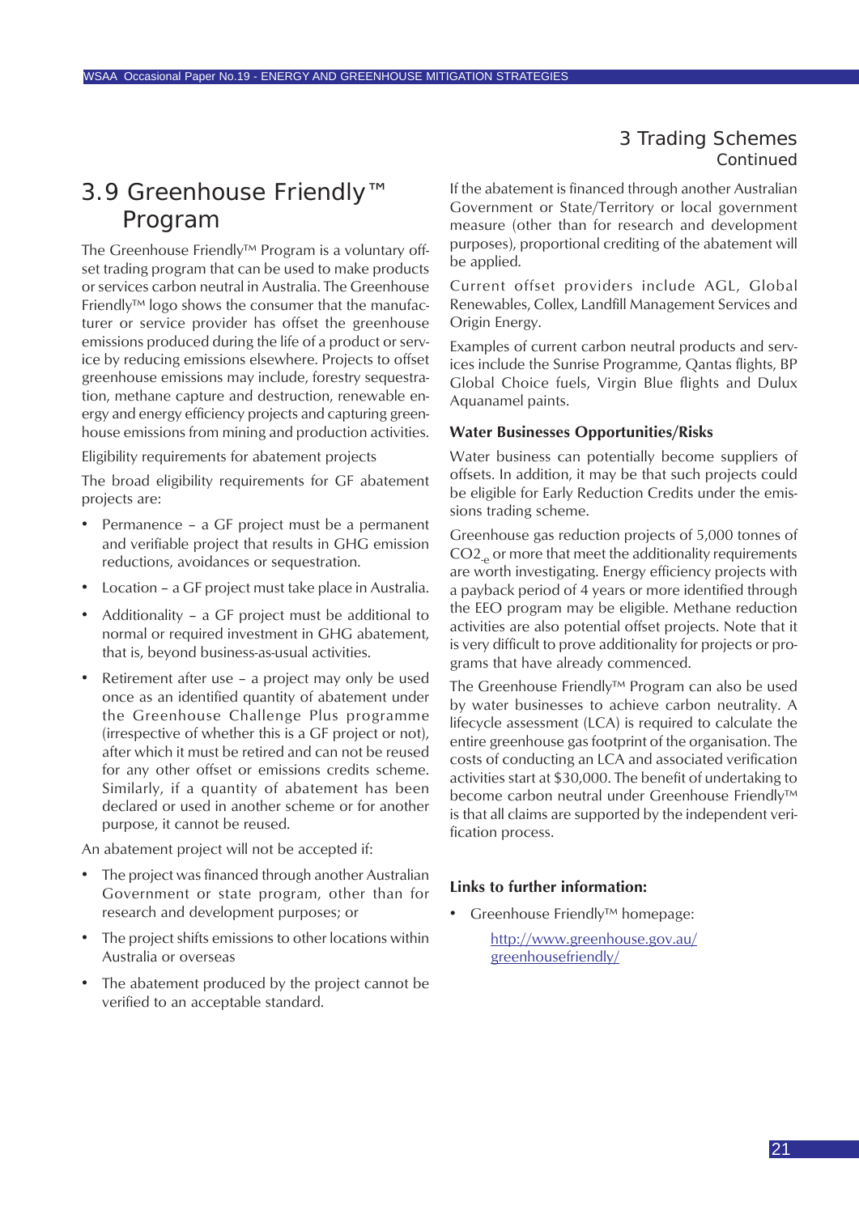## 3.9 Greenhouse Friendly™ Program

The Greenhouse Friendly™ Program is a voluntary offset trading program that can be used to make products or services carbon neutral in Australia. The Greenhouse Friendly™ logo shows the consumer that the manufacturer or service provider has offset the greenhouse emissions produced during the life of a product or service by reducing emissions elsewhere. Projects to offset greenhouse emissions may include, forestry sequestration, methane capture and destruction, renewable energy and energy efficiency projects and capturing greenhouse emissions from mining and production activities.

Eligibility requirements for abatement projects

The broad eligibility requirements for GF abatement projects are:

- Permanence – a GF project must be a permanent and verifiable project that results in GHG emission reductions, avoidances or sequestration.
- Location – a GF project must take place in Australia.
- Additionality – a GF project must be additional to normal or required investment in GHG abatement, that is, beyond business-as-usual activities.
- Retirement after use – a project may only be used once as an identified quantity of abatement under the Greenhouse Challenge Plus programme (irrespective of whether this is a GF project or not), after which it must be retired and can not be reused for any other offset or emissions credits scheme. Similarly, if a quantity of abatement has been declared or used in another scheme or for another purpose, it cannot be reused.

An abatement project will not be accepted if:

- The project was financed through another Australian Government or state program, other than for research and development purposes; or
- The project shifts emissions to other locations within Australia or overseas
- The abatement produced by the project cannot be verified to an acceptable standard.

If the abatement is financed through another Australian Government or State/Territory or local government measure (other than for research and development purposes), proportional crediting of the abatement will be applied.

Current offset providers include AGL, Global Renewables, Collex, Landfill Management Services and Origin Energy.

Examples of current carbon neutral products and services include the Sunrise Programme, Qantas flights, BP Global Choice fuels, Virgin Blue flights and Dulux Aquanamel paints.

**Water Businesses Opportunities/Risks**

Water business can potentially become suppliers of offsets. In addition, it may be that such projects could be eligible for Early Reduction Credits under the emissions trading scheme.

Greenhouse gas reduction projects of 5,000 tonnes of $CO2_{-e}$ or more that meet the additionality requirements are worth investigating. Energy efficiency projects with a payback period of 4 years or more identified through the EEO program may be eligible. Methane reduction activities are also potential offset projects. Note that it is very difficult to prove additionality for projects or programs that have already commenced.

The Greenhouse Friendly™ Program can also be used by water businesses to achieve carbon neutrality. A lifecycle assessment (LCA) is required to calculate the entire greenhouse gas footprint of the organisation. The costs of conducting an LCA and associated verification activities start at $30,000. The benefit of undertaking to become carbon neutral under Greenhouse Friendly™ is that all claims are supported by the independent verification process.

**Links to further information:**

- Greenhouse Friendly™ homepage:

  http://www.greenhouse.gov.au/greenhousefriendly/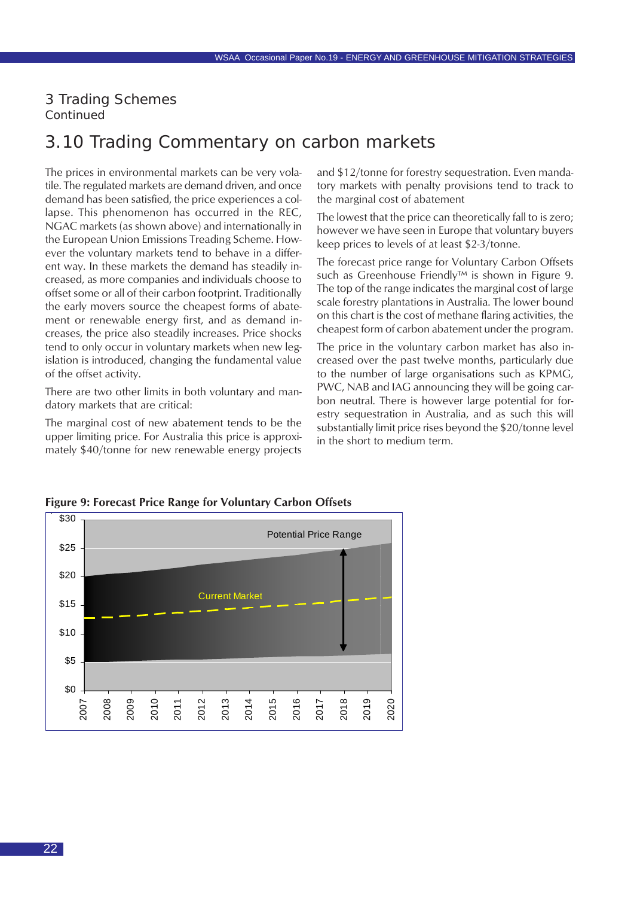# 3 Trading Schemes

Continued

## 3.10 Trading Commentary on carbon markets

The prices in environmental markets can be very volatile. The regulated markets are demand driven, and once demand has been satisfied, the price experiences a collapse. This phenomenon has occurred in the REC, NGAC markets (as shown above) and internationally in the European Union Emissions Treading Scheme. However the voluntary markets tend to behave in a different way. In these markets the demand has steadily increased, as more companies and individuals choose to offset some or all of their carbon footprint. Traditionally the early movers source the cheapest forms of abatement or renewable energy first, and as demand increases, the price also steadily increases. Price shocks tend to only occur in voluntary markets when new legislation is introduced, changing the fundamental value of the offset activity.

There are two other limits in both voluntary and mandatory markets that are critical:

The marginal cost of new abatement tends to be the upper limiting price. For Australia this price is approximately $40/tonne for new renewable energy projects and $12/tonne for forestry sequestration. Even mandatory markets with penalty provisions tend to track to the marginal cost of abatement

The lowest that the price can theoretically fall to is zero; however we have seen in Europe that voluntary buyers keep prices to levels of at least $2-3/tonne.

The forecast price range for Voluntary Carbon Offsets such as Greenhouse Friendly™ is shown in Figure 9. The top of the range indicates the marginal cost of large scale forestry plantations in Australia. The lower bound on this chart is the cost of methane flaring activities, the cheapest form of carbon abatement under the program.

The price in the voluntary carbon market has also increased over the past twelve months, particularly due to the number of large organisations such as KPMG, PWC, NAB and IAG announcing they will be going carbon neutral. There is however large potential for forestry sequestration in Australia, and as such this will substantially limit price rises beyond the $20/tonne level in the short to medium term.

**Figure 9: Forecast Price Range for Voluntary Carbon Offsets**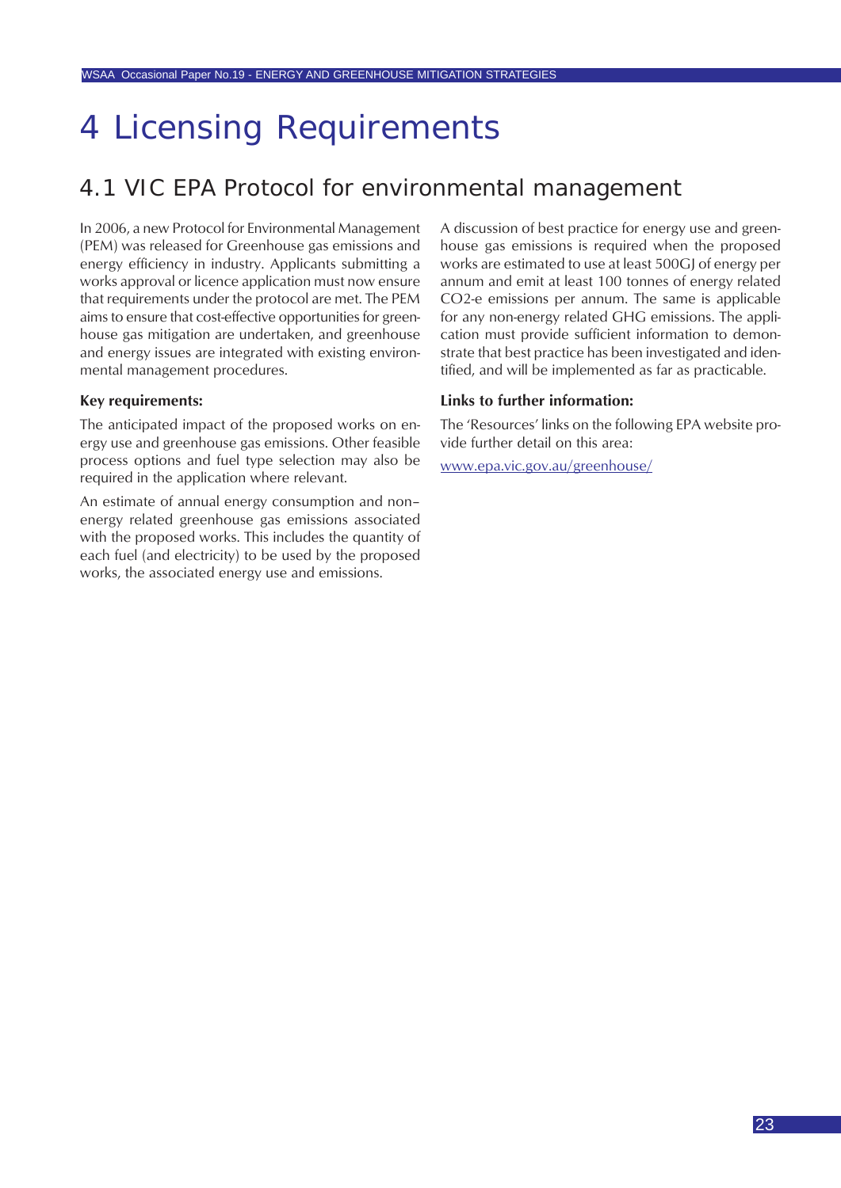# 4 Licensing Requirements

## 4.1 VIC EPA Protocol for environmental management

In 2006, a new Protocol for Environmental Management (PEM) was released for Greenhouse gas emissions and energy efficiency in industry. Applicants submitting a works approval or licence application must now ensure that requirements under the protocol are met. The PEM aims to ensure that cost-effective opportunities for greenhouse gas mitigation are undertaken, and greenhouse and energy issues are integrated with existing environmental management procedures.

**Key requirements:**

The anticipated impact of the proposed works on energy use and greenhouse gas emissions. Other feasible process options and fuel type selection may also be required in the application where relevant.

An estimate of annual energy consumption and non–energy related greenhouse gas emissions associated with the proposed works. This includes the quantity of each fuel (and electricity) to be used by the proposed works, the associated energy use and emissions.

A discussion of best practice for energy use and greenhouse gas emissions is required when the proposed works are estimated to use at least 500GJ of energy per annum and emit at least 100 tonnes of energy related $CO_2$-e emissions per annum. The same is applicable for any non-energy related GHG emissions. The application must provide sufficient information to demonstrate that best practice has been investigated and identified, and will be implemented as far as practicable.

**Links to further information:**

The 'Resources' links on the following EPA website provide further detail on this area:

www.epa.vic.gov.au/greenhouse/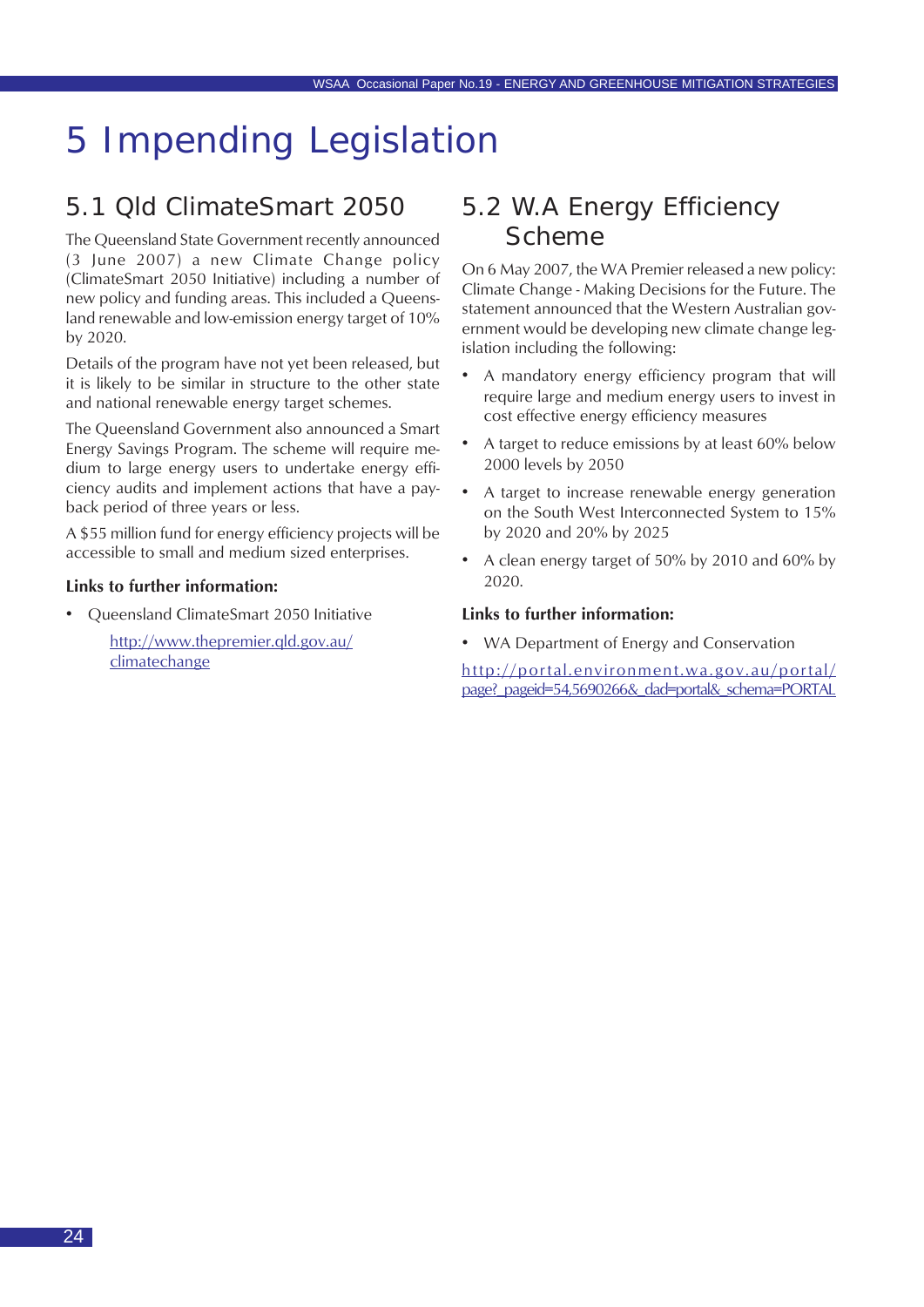# 5 Impending Legislation

## 5.1 Qld ClimateSmart 2050

The Queensland State Government recently announced (3 June 2007) a new Climate Change policy (ClimateSmart 2050 Initiative) including a number of new policy and funding areas. This included a Queensland renewable and low-emission energy target of 10% by 2020.

Details of the program have not yet been released, but it is likely to be similar in structure to the other state and national renewable energy target schemes.

The Queensland Government also announced a Smart Energy Savings Program. The scheme will require medium to large energy users to undertake energy efficiency audits and implement actions that have a payback period of three years or less.

A $55 million fund for energy efficiency projects will be accessible to small and medium sized enterprises.

**Links to further information:**

- Queensland ClimateSmart 2050 Initiative

  http://www.thepremier.qld.gov.au/climatechange

## 5.2 W.A Energy Efficiency Scheme

On 6 May 2007, the WA Premier released a new policy: Climate Change - Making Decisions for the Future. The statement announced that the Western Australian government would be developing new climate change legislation including the following:

- A mandatory energy efficiency program that will require large and medium energy users to invest in cost effective energy efficiency measures
- A target to reduce emissions by at least 60% below 2000 levels by 2050
- A target to increase renewable energy generation on the South West Interconnected System to 15% by 2020 and 20% by 2025
- A clean energy target of 50% by 2010 and 60% by 2020.

**Links to further information:**

- WA Department of Energy and Conservation

http://portal.environment.wa.gov.au/portal/page?_pageid=54,5690266&_dad=portal&_schema=PORTAL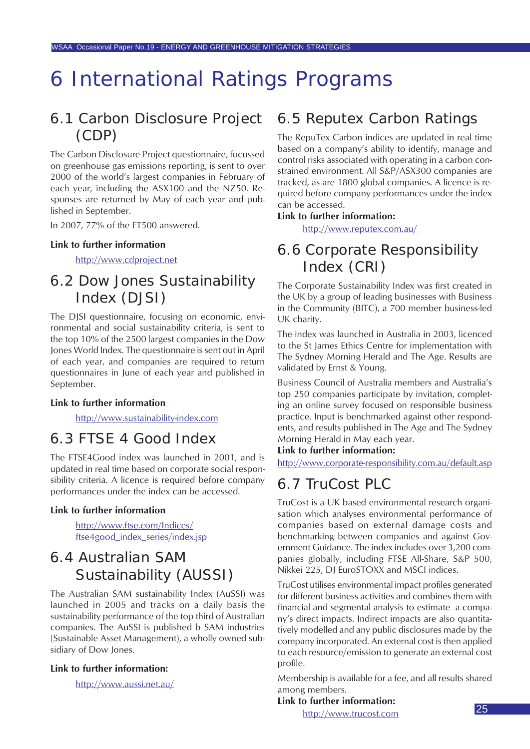# 6 International Ratings Programs

## 6.1 Carbon Disclosure Project (CDP)

The Carbon Disclosure Project questionnaire, focussed on greenhouse gas emissions reporting, is sent to over 2000 of the world's largest companies in February of each year, including the ASX100 and the NZ50. Responses are returned by May of each year and published in September.

In 2007, 77% of the FT500 answered.

**Link to further information**

http://www.cdproject.net

## 6.2 Dow Jones Sustainability Index (DJSI)

The DJSI questionnaire, focusing on economic, environmental and social sustainability criteria, is sent to the top 10% of the 2500 largest companies in the Dow Jones World Index. The questionnaire is sent out in April of each year, and companies are required to return questionnaires in June of each year and published in September.

**Link to further information**

http://www.sustainability-index.com

## 6.3 FTSE 4 Good Index

The FTSE4Good index was launched in 2001, and is updated in real time based on corporate social responsibility criteria. A licence is required before company performances under the index can be accessed.

**Link to further information**

http://www.ftse.com/Indices/ftse4good_index_series/index.jsp

## 6.4 Australian SAM Sustainability (AUSSI)

The Australian SAM sustainability Index (AuSSI) was launched in 2005 and tracks on a daily basis the sustainability performance of the top third of Australian companies. The AuSSI is published b SAM industries (Sustainable Asset Management), a wholly owned subsidiary of Dow Jones.

**Link to further information:**

http://www.aussi.net.au/

## 6.5 Reputex Carbon Ratings

The RepuTex Carbon indices are updated in real time based on a company's ability to identify, manage and control risks associated with operating in a carbon constrained environment. All S&P/ASX300 companies are tracked, as are 1800 global companies. A licence is required before company performances under the index can be accessed.

**Link to further information:**

http://www.reputex.com.au/

## 6.6 Corporate Responsibility Index (CRI)

The Corporate Sustainability Index was first created in the UK by a group of leading businesses with Business in the Community (BITC), a 700 member business-led UK charity.

The index was launched in Australia in 2003, licenced to the St James Ethics Centre for implementation with The Sydney Morning Herald and The Age. Results are validated by Ernst & Young.

Business Council of Australia members and Australia's top 250 companies participate by invitation, completing an online survey focused on responsible business practice. Input is benchmarked against other respondents, and results published in The Age and The Sydney Morning Herald in May each year.

**Link to further information:**

http://www.corporate-responsibility.com.au/default.asp

## 6.7 TruCost PLC

TruCost is a UK based environmental research organisation which analyses environmental performance of companies based on external damage costs and benchmarking between companies and against Government Guidance. The index includes over 3,200 companies globally, including FTSE All-Share, S&P 500, Nikkei 225, DJ EuroSTOXX and MSCI indices.

TruCost utilises environmental impact profiles generated for different business activities and combines them with financial and segmental analysis to estimate a company's direct impacts. Indirect impacts are also quantitatively modelled and any public disclosures made by the company incorporated. An external cost is then applied to each resource/emission to generate an external cost profile.

Membership is available for a fee, and all results shared among members.

**Link to further information:**

http://www.trucost.com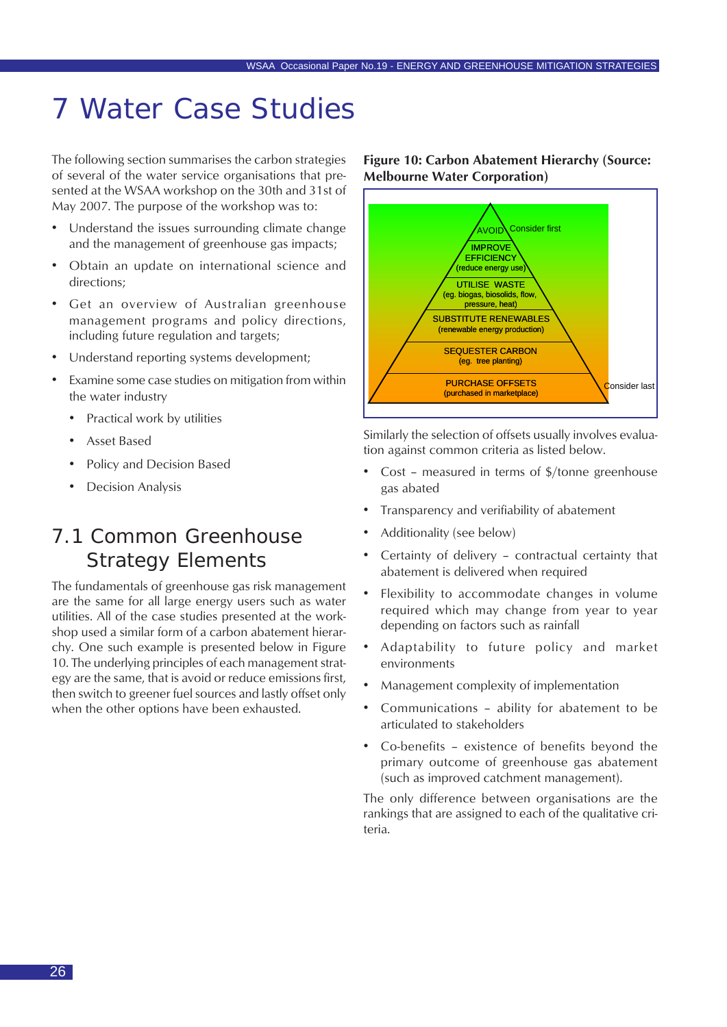# 7 Water Case Studies

The following section summarises the carbon strategies of several of the water service organisations that presented at the WSAA workshop on the 30th and 31st of May 2007. The purpose of the workshop was to:

- Understand the issues surrounding climate change and the management of greenhouse gas impacts;
- Obtain an update on international science and directions;
- Get an overview of Australian greenhouse management programs and policy directions, including future regulation and targets;
- Understand reporting systems development;
- Examine some case studies on mitigation from within the water industry
    - Practical work by utilities
    - Asset Based
    - Policy and Decision Based
    - Decision Analysis

## 7.1 Common Greenhouse Strategy Elements

The fundamentals of greenhouse gas risk management are the same for all large energy users such as water utilities. All of the case studies presented at the workshop used a similar form of a carbon abatement hierarchy. One such example is presented below in Figure 10. The underlying principles of each management strategy are the same, that is avoid or reduce emissions first, then switch to greener fuel sources and lastly offset only when the other options have been exhausted.

**Figure 10: Carbon Abatement Hierarchy (Source: Melbourne Water Corporation)**

AVOID — Consider first

IMPROVE EFFICIENCY (reduce energy use)

UTILISE WASTE (eg. biogas, biosolids, flow, pressure, heat)

SUBSTITUTE RENEWABLES (renewable energy production)

SEQUESTER CARBON (eg. tree planting)

PURCHASE OFFSETS (purchased in marketplace) — Consider last

Similarly the selection of offsets usually involves evaluation against common criteria as listed below.

- Cost – measured in terms of $/tonne greenhouse gas abated
- Transparency and verifiability of abatement
- Additionality (see below)
- Certainty of delivery – contractual certainty that abatement is delivered when required
- Flexibility to accommodate changes in volume required which may change from year to year depending on factors such as rainfall
- Adaptability to future policy and market environments
- Management complexity of implementation
- Communications – ability for abatement to be articulated to stakeholders
- Co-benefits – existence of benefits beyond the primary outcome of greenhouse gas abatement (such as improved catchment management).

The only difference between organisations are the rankings that are assigned to each of the qualitative criteria.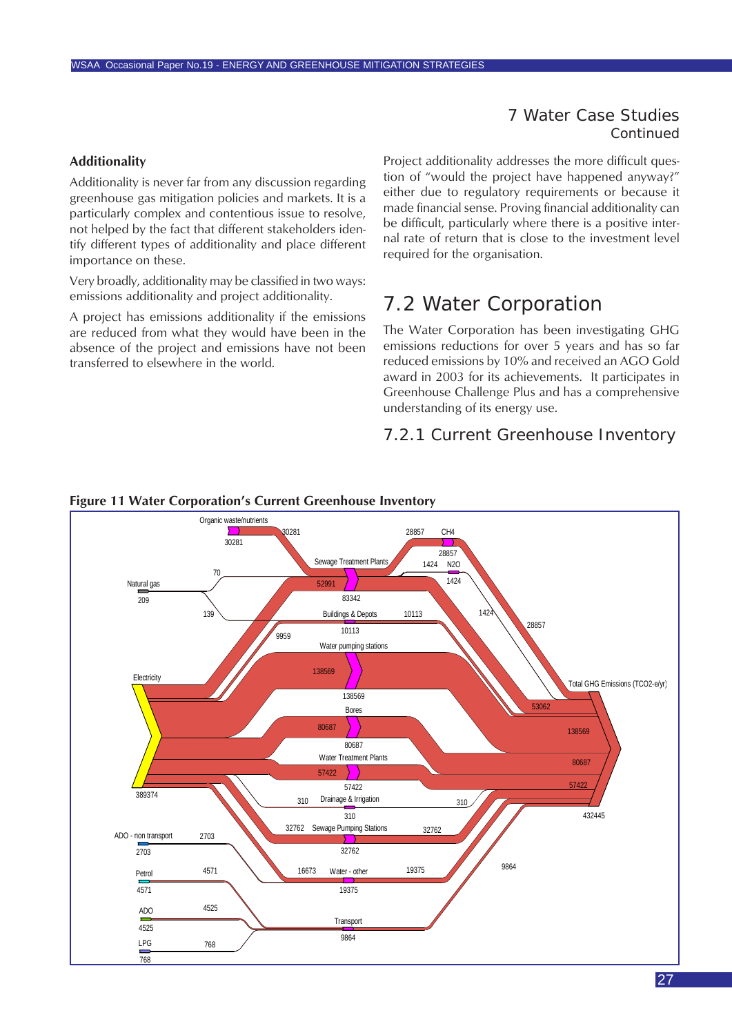# 7 Water Case Studies
Continued

**Additionality**

Additionality is never far from any discussion regarding greenhouse gas mitigation policies and markets. It is a particularly complex and contentious issue to resolve, not helped by the fact that different stakeholders identify different types of additionality and place different importance on these.

Very broadly, additionality may be classified in two ways: emissions additionality and project additionality.

A project has emissions additionality if the emissions are reduced from what they would have been in the absence of the project and emissions have not been transferred to elsewhere in the world.

Project additionality addresses the more difficult question of "would the project have happened anyway?" either due to regulatory requirements or because it made financial sense. Proving financial additionality can be difficult, particularly where there is a positive internal rate of return that is close to the investment level required for the organisation.

## 7.2 Water Corporation

The Water Corporation has been investigating GHG emissions reductions for over 5 years and has so far reduced emissions by 10% and received an AGO Gold award in 2003 for its achievements. It participates in Greenhouse Challenge Plus and has a comprehensive understanding of its energy use.

### 7.2.1 Current Greenhouse Inventory

**Figure 11 Water Corporation's Current Greenhouse Inventory**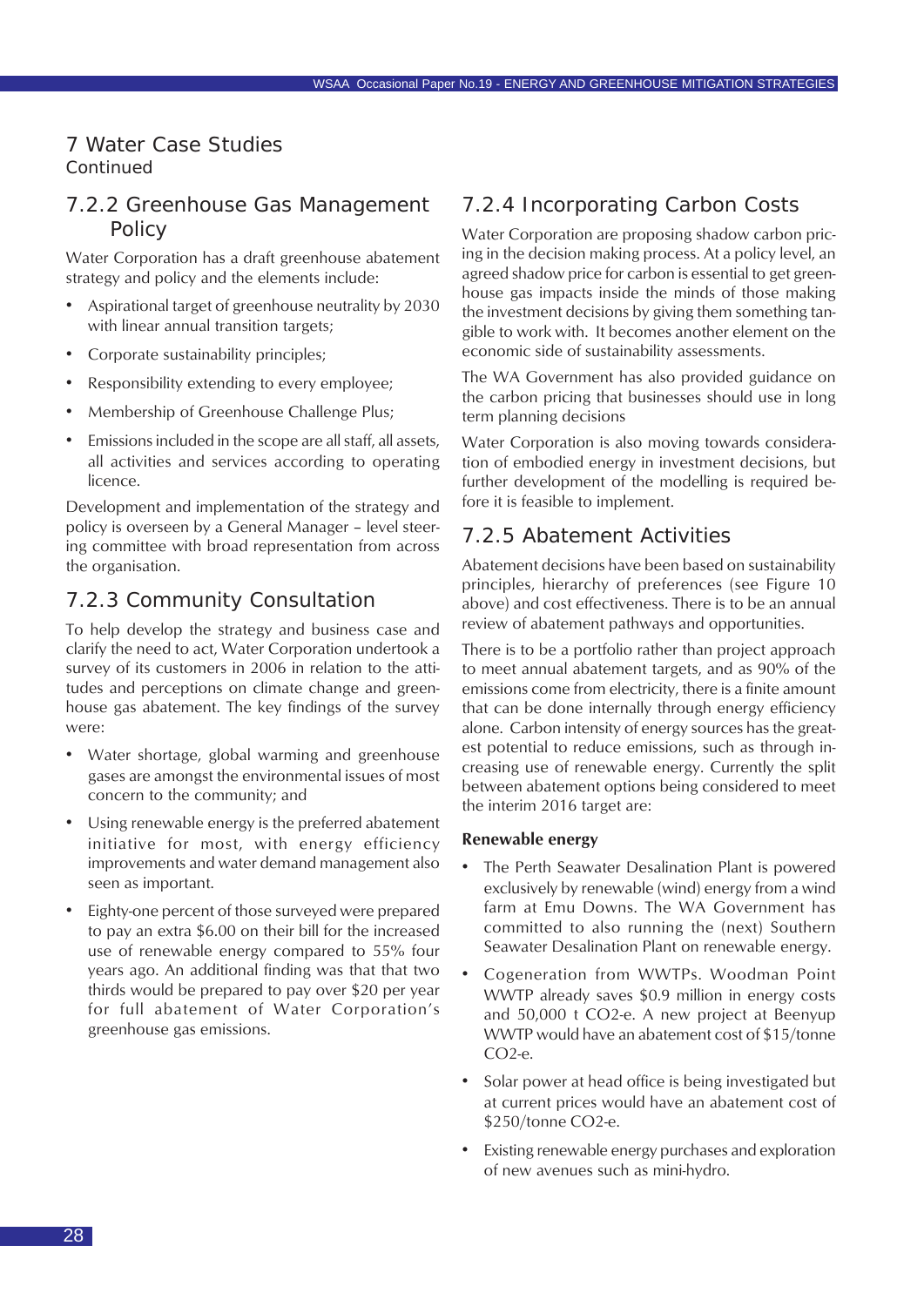# 7 Water Case Studies

Continued

## 7.2.2 Greenhouse Gas Management Policy

Water Corporation has a draft greenhouse abatement strategy and policy and the elements include:

- Aspirational target of greenhouse neutrality by 2030 with linear annual transition targets;
- Corporate sustainability principles;
- Responsibility extending to every employee;
- Membership of Greenhouse Challenge Plus;
- Emissions included in the scope are all staff, all assets, all activities and services according to operating licence.

Development and implementation of the strategy and policy is overseen by a General Manager – level steering committee with broad representation from across the organisation.

## 7.2.3 Community Consultation

To help develop the strategy and business case and clarify the need to act, Water Corporation undertook a survey of its customers in 2006 in relation to the attitudes and perceptions on climate change and greenhouse gas abatement. The key findings of the survey were:

- Water shortage, global warming and greenhouse gases are amongst the environmental issues of most concern to the community; and
- Using renewable energy is the preferred abatement initiative for most, with energy efficiency improvements and water demand management also seen as important.
- Eighty-one percent of those surveyed were prepared to pay an extra $6.00 on their bill for the increased use of renewable energy compared to 55% four years ago. An additional finding was that that two thirds would be prepared to pay over $20 per year for full abatement of Water Corporation's greenhouse gas emissions.

## 7.2.4 Incorporating Carbon Costs

Water Corporation are proposing shadow carbon pricing in the decision making process. At a policy level, an agreed shadow price for carbon is essential to get greenhouse gas impacts inside the minds of those making the investment decisions by giving them something tangible to work with. It becomes another element on the economic side of sustainability assessments.

The WA Government has also provided guidance on the carbon pricing that businesses should use in long term planning decisions

Water Corporation is also moving towards consideration of embodied energy in investment decisions, but further development of the modelling is required before it is feasible to implement.

## 7.2.5 Abatement Activities

Abatement decisions have been based on sustainability principles, hierarchy of preferences (see Figure 10 above) and cost effectiveness. There is to be an annual review of abatement pathways and opportunities.

There is to be a portfolio rather than project approach to meet annual abatement targets, and as 90% of the emissions come from electricity, there is a finite amount that can be done internally through energy efficiency alone. Carbon intensity of energy sources has the greatest potential to reduce emissions, such as through increasing use of renewable energy. Currently the split between abatement options being considered to meet the interim 2016 target are:

**Renewable energy**

- The Perth Seawater Desalination Plant is powered exclusively by renewable (wind) energy from a wind farm at Emu Downs. The WA Government has committed to also running the (next) Southern Seawater Desalination Plant on renewable energy.
- Cogeneration from WWTPs. Woodman Point WWTP already saves $0.9 million in energy costs and 50,000 t $CO_2$-e. A new project at Beenyup WWTP would have an abatement cost of $15/tonne $CO_2$-e.
- Solar power at head office is being investigated but at current prices would have an abatement cost of $250/tonne $CO_2$-e.
- Existing renewable energy purchases and exploration of new avenues such as mini-hydro.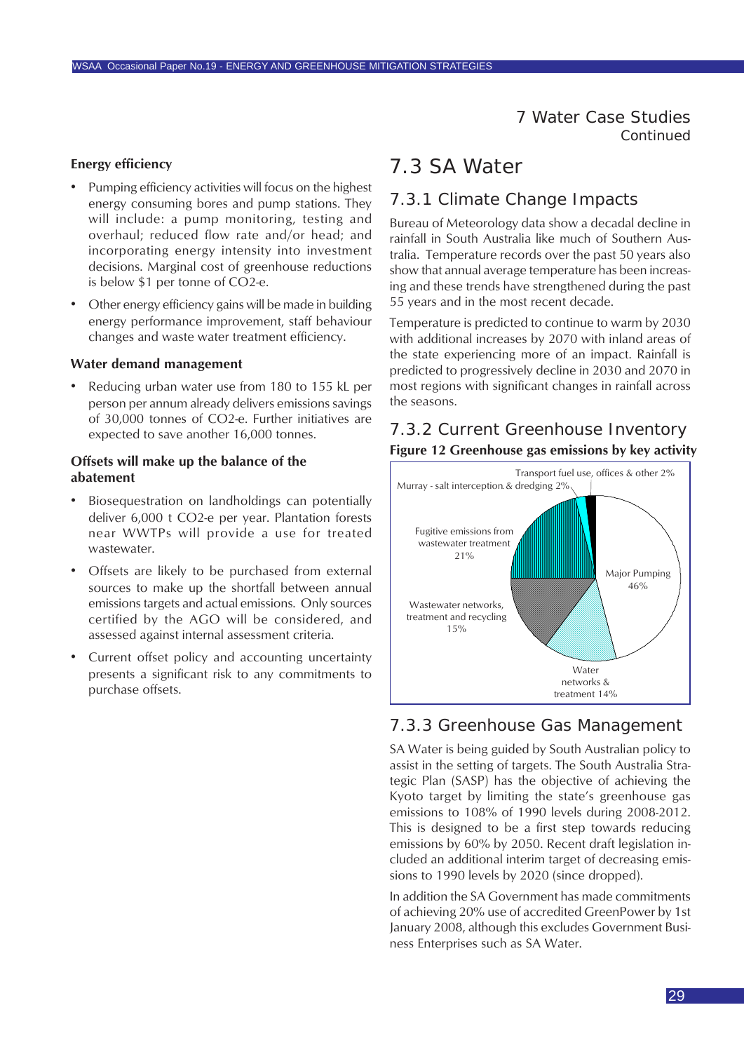## 7 Water Case Studies
Continued

**Energy efficiency**

- Pumping efficiency activities will focus on the highest energy consuming bores and pump stations. They will include: a pump monitoring, testing and overhaul; reduced flow rate and/or head; and incorporating energy intensity into investment decisions. Marginal cost of greenhouse reductions is below $1 per tonne of CO2-e.
- Other energy efficiency gains will be made in building energy performance improvement, staff behaviour changes and waste water treatment efficiency.

**Water demand management**

- Reducing urban water use from 180 to 155 kL per person per annum already delivers emissions savings of 30,000 tonnes of CO2-e. Further initiatives are expected to save another 16,000 tonnes.

**Offsets will make up the balance of the abatement**

- Biosequestration on landholdings can potentially deliver 6,000 t CO2-e per year. Plantation forests near WWTPs will provide a use for treated wastewater.
- Offsets are likely to be purchased from external sources to make up the shortfall between annual emissions targets and actual emissions. Only sources certified by the AGO will be considered, and assessed against internal assessment criteria.
- Current offset policy and accounting uncertainty presents a significant risk to any commitments to purchase offsets.

# 7.3 SA Water

## 7.3.1 Climate Change Impacts

Bureau of Meteorology data show a decadal decline in rainfall in South Australia like much of Southern Australia. Temperature records over the past 50 years also show that annual average temperature has been increasing and these trends have strengthened during the past 55 years and in the most recent decade.

Temperature is predicted to continue to warm by 2030 with additional increases by 2070 with inland areas of the state experiencing more of an impact. Rainfall is predicted to progressively decline in 2030 and 2070 in most regions with significant changes in rainfall across the seasons.

## 7.3.2 Current Greenhouse Inventory

**Figure 12 Greenhouse gas emissions by key activity**

| Activity | Share |
|---|---|
| Major Pumping | 46% |
| Fugitive emissions from wastewater treatment | 21% |
| Wastewater networks, treatment and recycling | 15% |
| Water networks & treatment | 14% |
| Murray - salt interception & dredging | 2% |
| Transport fuel use, offices & other | 2% |

## 7.3.3 Greenhouse Gas Management

SA Water is being guided by South Australian policy to assist in the setting of targets. The South Australia Strategic Plan (SASP) has the objective of achieving the Kyoto target by limiting the state's greenhouse gas emissions to 108% of 1990 levels during 2008-2012. This is designed to be a first step towards reducing emissions by 60% by 2050. Recent draft legislation included an additional interim target of decreasing emissions to 1990 levels by 2020 (since dropped).

In addition the SA Government has made commitments of achieving 20% use of accredited GreenPower by 1st January 2008, although this excludes Government Business Enterprises such as SA Water.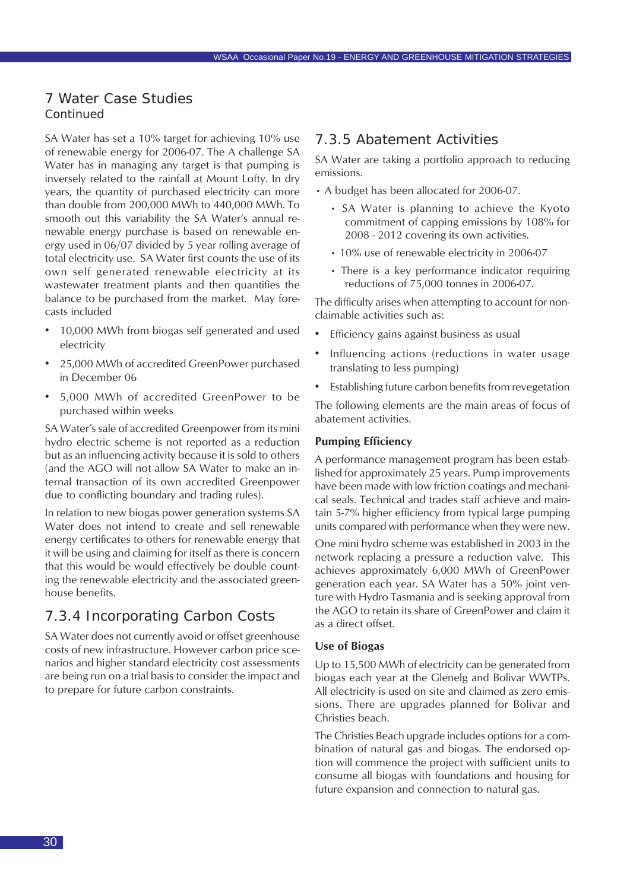# 7 Water Case Studies

Continued

SA Water has set a 10% target for achieving 10% use of renewable energy for 2006-07. The A challenge SA Water has in managing any target is that pumping is inversely related to the rainfall at Mount Lofty. In dry years, the quantity of purchased electricity can more than double from 200,000 MWh to 440,000 MWh. To smooth out this variability the SA Water's annual renewable energy purchase is based on renewable energy used in 06/07 divided by 5 year rolling average of total electricity use. SA Water first counts the use of its own self generated renewable electricity at its wastewater treatment plants and then quantifies the balance to be purchased from the market. May forecasts included

- 10,000 MWh from biogas self generated and used electricity
- 25,000 MWh of accredited GreenPower purchased in December 06
- 5,000 MWh of accredited GreenPower to be purchased within weeks

SA Water's sale of accredited Greenpower from its mini hydro electric scheme is not reported as a reduction but as an influencing activity because it is sold to others (and the AGO will not allow SA Water to make an internal transaction of its own accredited Greenpower due to conflicting boundary and trading rules).

In relation to new biogas power generation systems SA Water does not intend to create and sell renewable energy certificates to others for renewable energy that it will be using and claiming for itself as there is concern that this be would effectively be double counting the renewable electricity and the associated greenhouse benefits.

## 7.3.4 Incorporating Carbon Costs

SA Water does not currently avoid or offset greenhouse costs of new infrastructure. However carbon price scenarios and higher standard electricity cost assessments are being run on a trial basis to consider the impact and to prepare for future carbon constraints.

## 7.3.5 Abatement Activities

SA Water are taking a portfolio approach to reducing emissions.

- A budget has been allocated for 2006-07.
  - SA Water is planning to achieve the Kyoto commitment of capping emissions by 108% for 2008 - 2012 covering its own activities.
  - 10% use of renewable electricity in 2006-07
  - There is a key performance indicator requiring reductions of 75,000 tonnes in 2006-07.

The difficulty arises when attempting to account for non-claimable activities such as:

- Efficiency gains against business as usual
- Influencing actions (reductions in water usage translating to less pumping)
- Establishing future carbon benefits from revegetation

The following elements are the main areas of focus of abatement activities.

**Pumping Efficiency**

A performance management program has been established for approximately 25 years. Pump improvements have been made with low friction coatings and mechanical seals. Technical and trades staff achieve and maintain 5-7% higher efficiency from typical large pumping units compared with performance when they were new.

One mini hydro scheme was established in 2003 in the network replacing a pressure a reduction valve. This achieves approximately 6,000 MWh of GreenPower generation each year. SA Water has a 50% joint venture with Hydro Tasmania and is seeking approval from the AGO to retain its share of GreenPower and claim it as a direct offset.

**Use of Biogas**

Up to 15,500 MWh of electricity can be generated from biogas each year at the Glenelg and Bolivar WWTPs. All electricity is used on site and claimed as zero emissions. There are upgrades planned for Bolivar and Christies beach.

The Christies Beach upgrade includes options for a combination of natural gas and biogas. The endorsed option will commence the project with sufficient units to consume all biogas with foundations and housing for future expansion and connection to natural gas.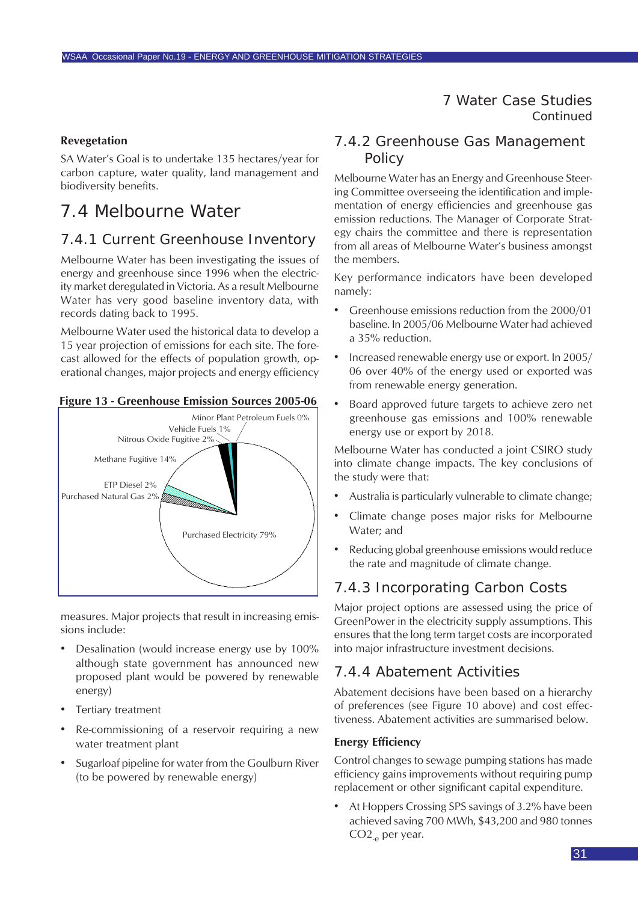# 7 Water Case Studies
Continued

**Revegetation**

SA Water's Goal is to undertake 135 hectares/year for carbon capture, water quality, land management and biodiversity benefits.

## 7.4 Melbourne Water

### 7.4.1 Current Greenhouse Inventory

Melbourne Water has been investigating the issues of energy and greenhouse since 1996 when the electricity market deregulated in Victoria. As a result Melbourne Water has very good baseline inventory data, with records dating back to 1995.

Melbourne Water used the historical data to develop a 15 year projection of emissions for each site. The forecast allowed for the effects of population growth, operational changes, major projects and energy efficiency measures. Major projects that result in increasing emissions include:

- Desalination (would increase energy use by 100% although state government has announced new proposed plant would be powered by renewable energy)
- Tertiary treatment
- Re-commissioning of a reservoir requiring a new water treatment plant
- Sugarloaf pipeline for water from the Goulburn River (to be powered by renewable energy)

**Figure 13 - Greenhouse Emission Sources 2005-06**

Minor Plant Petroleum Fuels 0%
Vehicle Fuels 1%
Nitrous Oxide Fugitive 2%
Methane Fugitive 14%
ETP Diesel 2%
Purchased Natural Gas 2%
Purchased Electricity 79%

### 7.4.2 Greenhouse Gas Management Policy

Melbourne Water has an Energy and Greenhouse Steering Committee overseeing the identification and implementation of energy efficiencies and greenhouse gas emission reductions. The Manager of Corporate Strategy chairs the committee and there is representation from all areas of Melbourne Water's business amongst the members.

Key performance indicators have been developed namely:

- Greenhouse emissions reduction from the 2000/01 baseline. In 2005/06 Melbourne Water had achieved a 35% reduction.
- Increased renewable energy use or export. In 2005/06 over 40% of the energy used or exported was from renewable energy generation.
- Board approved future targets to achieve zero net greenhouse gas emissions and 100% renewable energy use or export by 2018.

Melbourne Water has conducted a joint CSIRO study into climate change impacts. The key conclusions of the study were that:

- Australia is particularly vulnerable to climate change;
- Climate change poses major risks for Melbourne Water; and
- Reducing global greenhouse emissions would reduce the rate and magnitude of climate change.

### 7.4.3 Incorporating Carbon Costs

Major project options are assessed using the price of GreenPower in the electricity supply assumptions. This ensures that the long term target costs are incorporated into major infrastructure investment decisions.

### 7.4.4 Abatement Activities

Abatement decisions have been based on a hierarchy of preferences (see Figure 10 above) and cost effectiveness. Abatement activities are summarised below.

**Energy Efficiency**

Control changes to sewage pumping stations has made efficiency gains improvements without requiring pump replacement or other significant capital expenditure.

- At Hoppers Crossing SPS savings of 3.2% have been achieved saving 700 MWh, $43,200 and 980 tonnes $CO_{2-e}$ per year.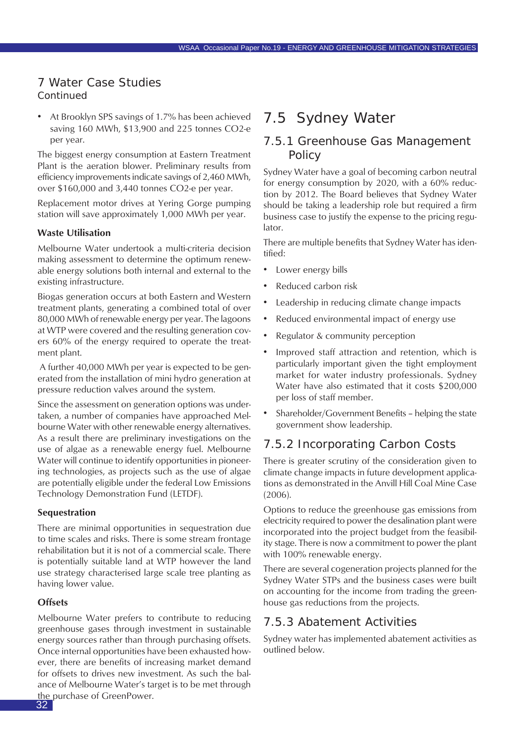# 7 Water Case Studies
Continued

- At Brooklyn SPS savings of 1.7% has been achieved saving 160 MWh, $13,900 and 225 tonnes $CO_2$-e per year.

The biggest energy consumption at Eastern Treatment Plant is the aeration blower. Preliminary results from efficiency improvements indicate savings of 2,460 MWh, over $160,000 and 3,440 tonnes $CO_2$-e per year.

Replacement motor drives at Yering Gorge pumping station will save approximately 1,000 MWh per year.

**Waste Utilisation**

Melbourne Water undertook a multi-criteria decision making assessment to determine the optimum renewable energy solutions both internal and external to the existing infrastructure.

Biogas generation occurs at both Eastern and Western treatment plants, generating a combined total of over 80,000 MWh of renewable energy per year. The lagoons at WTP were covered and the resulting generation covers 60% of the energy required to operate the treatment plant.

A further 40,000 MWh per year is expected to be generated from the installation of mini hydro generation at pressure reduction valves around the system.

Since the assessment on generation options was undertaken, a number of companies have approached Melbourne Water with other renewable energy alternatives. As a result there are preliminary investigations on the use of algae as a renewable energy fuel. Melbourne Water will continue to identify opportunities in pioneering technologies, as projects such as the use of algae are potentially eligible under the federal Low Emissions Technology Demonstration Fund (LETDF).

**Sequestration**

There are minimal opportunities in sequestration due to time scales and risks. There is some stream frontage rehabilitation but it is not of a commercial scale. There is potentially suitable land at WTP however the land use strategy characterised large scale tree planting as having lower value.

**Offsets**

Melbourne Water prefers to contribute to reducing greenhouse gases through investment in sustainable energy sources rather than through purchasing offsets. Once internal opportunities have been exhausted however, there are benefits of increasing market demand for offsets to drives new investment. As such the balance of Melbourne Water's target is to be met through the purchase of GreenPower.

## 7.5 Sydney Water

### 7.5.1 Greenhouse Gas Management Policy

Sydney Water have a goal of becoming carbon neutral for energy consumption by 2020, with a 60% reduction by 2012. The Board believes that Sydney Water should be taking a leadership role but required a firm business case to justify the expense to the pricing regulator.

There are multiple benefits that Sydney Water has identified:

- Lower energy bills
- Reduced carbon risk
- Leadership in reducing climate change impacts
- Reduced environmental impact of energy use
- Regulator & community perception
- Improved staff attraction and retention, which is particularly important given the tight employment market for water industry professionals. Sydney Water have also estimated that it costs $200,000 per loss of staff member.
- Shareholder/Government Benefits – helping the state government show leadership.

### 7.5.2 Incorporating Carbon Costs

There is greater scrutiny of the consideration given to climate change impacts in future development applications as demonstrated in the Anvill Hill Coal Mine Case (2006).

Options to reduce the greenhouse gas emissions from electricity required to power the desalination plant were incorporated into the project budget from the feasibility stage. There is now a commitment to power the plant with 100% renewable energy.

There are several cogeneration projects planned for the Sydney Water STPs and the business cases were built on accounting for the income from trading the greenhouse gas reductions from the projects.

### 7.5.3 Abatement Activities

Sydney water has implemented abatement activities as outlined below.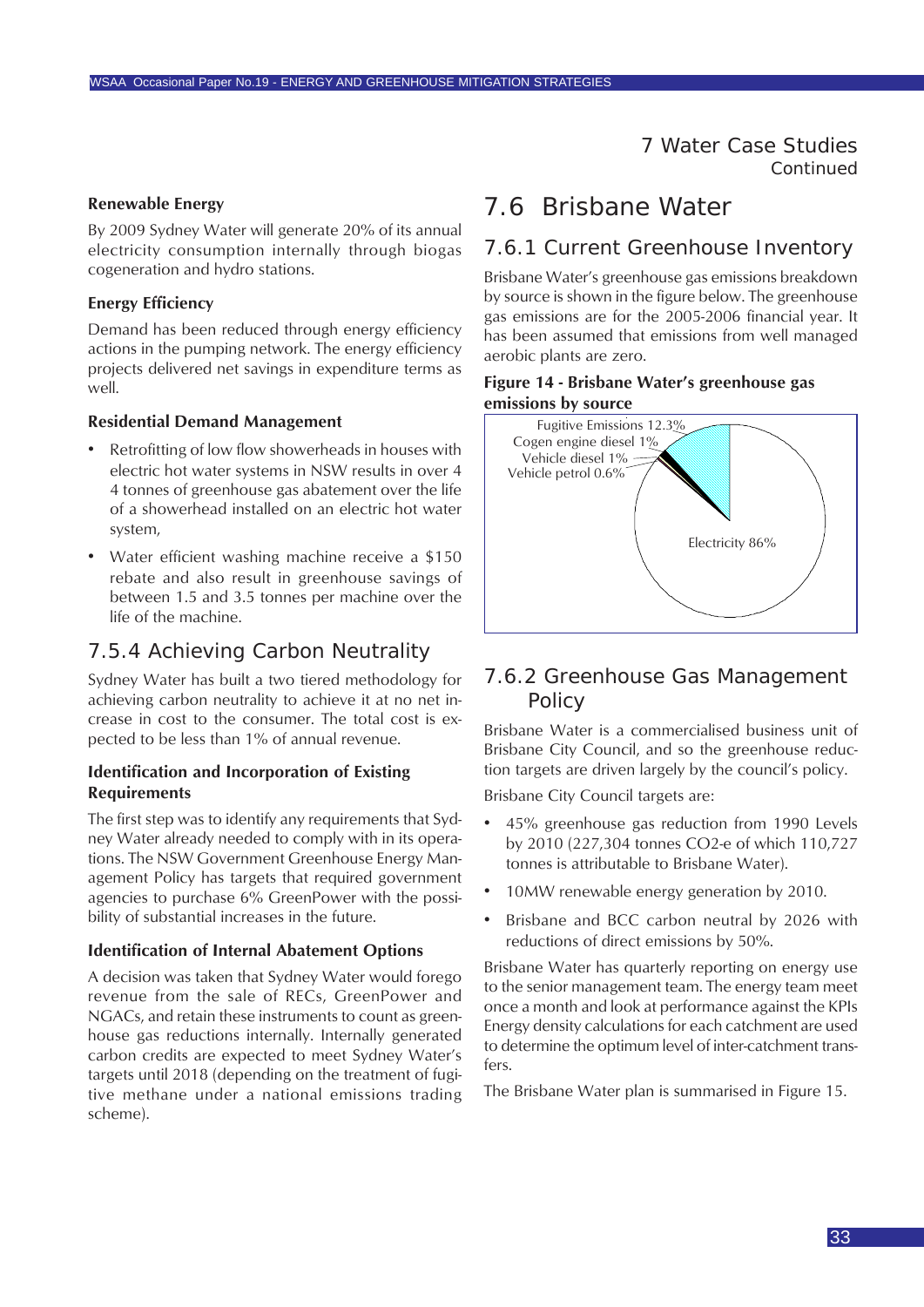### Renewable Energy

By 2009 Sydney Water will generate 20% of its annual electricity consumption internally through biogas cogeneration and hydro stations.

### Energy Efficiency

Demand has been reduced through energy efficiency actions in the pumping network. The energy efficiency projects delivered net savings in expenditure terms as well.

### Residential Demand Management

- Retrofitting of low flow showerheads in houses with electric hot water systems in NSW results in over 4 4 tonnes of greenhouse gas abatement over the life of a showerhead installed on an electric hot water system,
- Water efficient washing machine receive a $150 rebate and also result in greenhouse savings of between 1.5 and 3.5 tonnes per machine over the life of the machine.

## 7.5.4 Achieving Carbon Neutrality

Sydney Water has built a two tiered methodology for achieving carbon neutrality to achieve it at no net increase in cost to the consumer. The total cost is expected to be less than 1% of annual revenue.

### Identification and Incorporation of Existing Requirements

The first step was to identify any requirements that Sydney Water already needed to comply with in its operations. The NSW Government Greenhouse Energy Management Policy has targets that required government agencies to purchase 6% GreenPower with the possibility of substantial increases in the future.

### Identification of Internal Abatement Options

A decision was taken that Sydney Water would forego revenue from the sale of RECs, GreenPower and NGACs, and retain these instruments to count as greenhouse gas reductions internally. Internally generated carbon credits are expected to meet Sydney Water's targets until 2018 (depending on the treatment of fugitive methane under a national emissions trading scheme).

# 7.6 Brisbane Water

## 7.6.1 Current Greenhouse Inventory

Brisbane Water's greenhouse gas emissions breakdown by source is shown in the figure below. The greenhouse gas emissions are for the 2005-2006 financial year. It has been assumed that emissions from well managed aerobic plants are zero.

**Figure 14 - Brisbane Water's greenhouse gas emissions by source**

| Source | Share |
| --- | --- |
| Fugitive Emissions | 12.3% |
| Cogen engine diesel | 1% |
| Vehicle diesel | 1% |
| Vehicle petrol | 0.6% |
| Electricity | 86% |

## 7.6.2 Greenhouse Gas Management Policy

Brisbane Water is a commercialised business unit of Brisbane City Council, and so the greenhouse reduction targets are driven largely by the council's policy.

Brisbane City Council targets are:

- 45% greenhouse gas reduction from 1990 Levels by 2010 (227,304 tonnes CO2-e of which 110,727 tonnes is attributable to Brisbane Water).
- 10MW renewable energy generation by 2010.
- Brisbane and BCC carbon neutral by 2026 with reductions of direct emissions by 50%.

Brisbane Water has quarterly reporting on energy use to the senior management team. The energy team meet once a month and look at performance against the KPIs Energy density calculations for each catchment are used to determine the optimum level of inter-catchment transfers.

The Brisbane Water plan is summarised in Figure 15.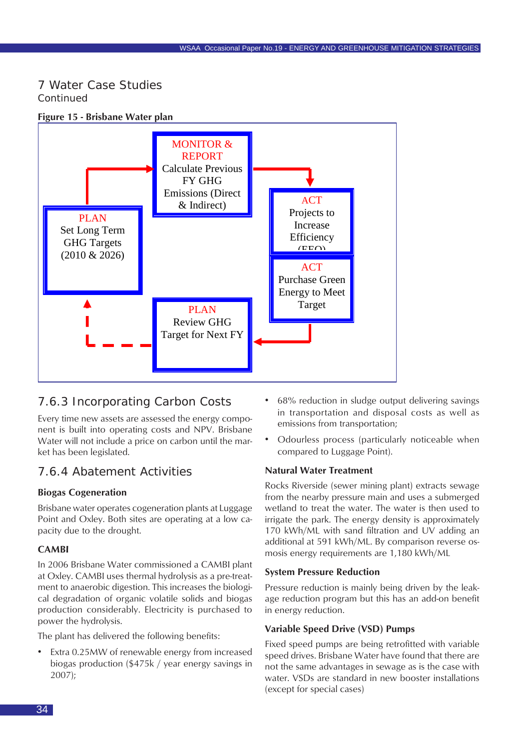# 7 Water Case Studies

Continued

**Figure 15 - Brisbane Water plan**

PLAN
Set Long Term GHG Targets (2010 & 2026)

MONITOR & REPORT
Calculate Previous FY GHG Emissions (Direct & Indirect)

ACT
Projects to Increase Efficiency (EEO)

ACT
Purchase Green Energy to Meet Target

PLAN
Review GHG Target for Next FY

## 7.6.3 Incorporating Carbon Costs

Every time new assets are assessed the energy component is built into operating costs and NPV. Brisbane Water will not include a price on carbon until the market has been legislated.

## 7.6.4 Abatement Activities

### Biogas Cogeneration

Brisbane water operates cogeneration plants at Luggage Point and Oxley. Both sites are operating at a low capacity due to the drought.

### CAMBI

In 2006 Brisbane Water commissioned a CAMBI plant at Oxley. CAMBI uses thermal hydrolysis as a pre-treatment to anaerobic digestion. This increases the biological degradation of organic volatile solids and biogas production considerably. Electricity is purchased to power the hydrolysis.

The plant has delivered the following benefits:

- Extra 0.25MW of renewable energy from increased biogas production ($475k / year energy savings in 2007);
- 68% reduction in sludge output delivering savings in transportation and disposal costs as well as emissions from transportation;
- Odourless process (particularly noticeable when compared to Luggage Point).

### Natural Water Treatment

Rocks Riverside (sewer mining plant) extracts sewage from the nearby pressure main and uses a submerged wetland to treat the water. The water is then used to irrigate the park. The energy density is approximately 170 kWh/ML with sand filtration and UV adding an additional at 591 kWh/ML. By comparison reverse osmosis energy requirements are 1,180 kWh/ML

### System Pressure Reduction

Pressure reduction is mainly being driven by the leakage reduction program but this has an add-on benefit in energy reduction.

### Variable Speed Drive (VSD) Pumps

Fixed speed pumps are being retrofitted with variable speed drives. Brisbane Water have found that there are not the same advantages in sewage as is the case with water. VSDs are standard in new booster installations (except for special cases)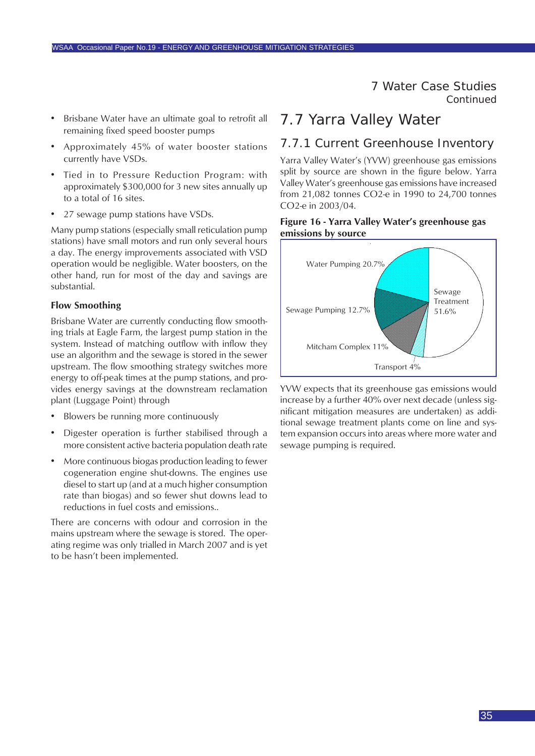- Brisbane Water have an ultimate goal to retrofit all remaining fixed speed booster pumps
- Approximately 45% of water booster stations currently have VSDs.
- Tied in to Pressure Reduction Program: with approximately $300,000 for 3 new sites annually up to a total of 16 sites.
- 27 sewage pump stations have VSDs.

Many pump stations (especially small reticulation pump stations) have small motors and run only several hours a day. The energy improvements associated with VSD operation would be negligible. Water boosters, on the other hand, run for most of the day and savings are substantial.

**Flow Smoothing**

Brisbane Water are currently conducting flow smoothing trials at Eagle Farm, the largest pump station in the system. Instead of matching outflow with inflow they use an algorithm and the sewage is stored in the sewer upstream. The flow smoothing strategy switches more energy to off-peak times at the pump stations, and provides energy savings at the downstream reclamation plant (Luggage Point) through

- Blowers be running more continuously
- Digester operation is further stabilised through a more consistent active bacteria population death rate
- More continuous biogas production leading to fewer cogeneration engine shut-downs. The engines use diesel to start up (and at a much higher consumption rate than biogas) and so fewer shut downs lead to reductions in fuel costs and emissions..

There are concerns with odour and corrosion in the mains upstream where the sewage is stored. The operating regime was only trialled in March 2007 and is yet to be hasn't been implemented.

# 7 Water Case Studies
Continued

## 7.7 Yarra Valley Water

### 7.7.1 Current Greenhouse Inventory

Yarra Valley Water's (YVW) greenhouse gas emissions split by source are shown in the figure below. Yarra Valley Water's greenhouse gas emissions have increased from 21,082 tonnes $CO_2$-e in 1990 to 24,700 tonnes $CO_2$-e in 2003/04.

**Figure 16 - Yarra Valley Water's greenhouse gas emissions by source**

| Source | Share |
|---|---|
| Sewage Treatment | 51.6% |
| Water Pumping | 20.7% |
| Sewage Pumping | 12.7% |
| Mitcham Complex | 11% |
| Transport | 4% |

YVW expects that its greenhouse gas emissions would increase by a further 40% over next decade (unless significant mitigation measures are undertaken) as additional sewage treatment plants come on line and system expansion occurs into areas where more water and sewage pumping is required.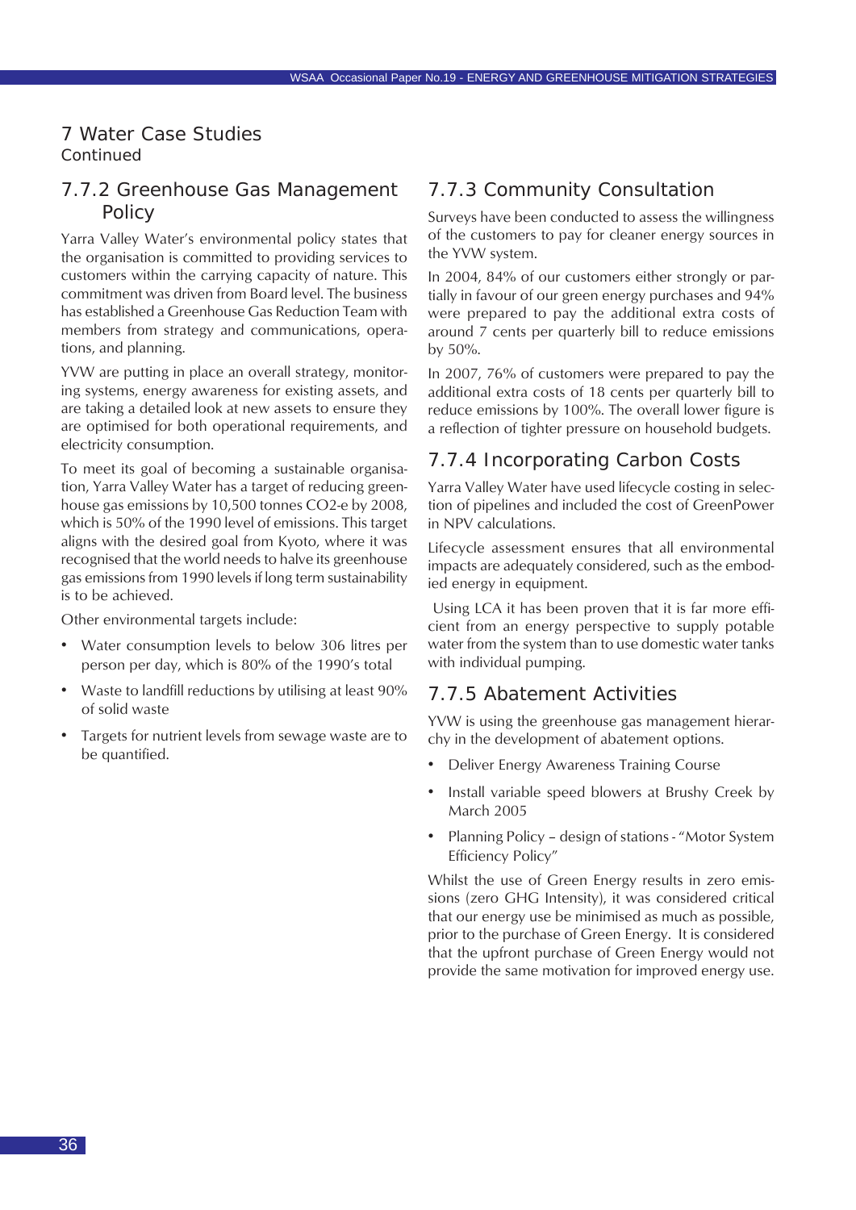## 7 Water Case Studies
Continued

### 7.7.2 Greenhouse Gas Management Policy

Yarra Valley Water's environmental policy states that the organisation is committed to providing services to customers within the carrying capacity of nature. This commitment was driven from Board level. The business has established a Greenhouse Gas Reduction Team with members from strategy and communications, operations, and planning.

YVW are putting in place an overall strategy, monitoring systems, energy awareness for existing assets, and are taking a detailed look at new assets to ensure they are optimised for both operational requirements, and electricity consumption.

To meet its goal of becoming a sustainable organisation, Yarra Valley Water has a target of reducing greenhouse gas emissions by 10,500 tonnes $CO_2$-e by 2008, which is 50% of the 1990 level of emissions. This target aligns with the desired goal from Kyoto, where it was recognised that the world needs to halve its greenhouse gas emissions from 1990 levels if long term sustainability is to be achieved.

Other environmental targets include:

- Water consumption levels to below 306 litres per person per day, which is 80% of the 1990's total
- Waste to landfill reductions by utilising at least 90% of solid waste
- Targets for nutrient levels from sewage waste are to be quantified.

### 7.7.3 Community Consultation

Surveys have been conducted to assess the willingness of the customers to pay for cleaner energy sources in the YVW system.

In 2004, 84% of our customers either strongly or partially in favour of our green energy purchases and 94% were prepared to pay the additional extra costs of around 7 cents per quarterly bill to reduce emissions by 50%.

In 2007, 76% of customers were prepared to pay the additional extra costs of 18 cents per quarterly bill to reduce emissions by 100%. The overall lower figure is a reflection of tighter pressure on household budgets.

### 7.7.4 Incorporating Carbon Costs

Yarra Valley Water have used lifecycle costing in selection of pipelines and included the cost of GreenPower in NPV calculations.

Lifecycle assessment ensures that all environmental impacts are adequately considered, such as the embodied energy in equipment.

Using LCA it has been proven that it is far more efficient from an energy perspective to supply potable water from the system than to use domestic water tanks with individual pumping.

### 7.7.5 Abatement Activities

YVW is using the greenhouse gas management hierarchy in the development of abatement options.

- Deliver Energy Awareness Training Course
- Install variable speed blowers at Brushy Creek by March 2005
- Planning Policy – design of stations - "Motor System Efficiency Policy"

Whilst the use of Green Energy results in zero emissions (zero GHG Intensity), it was considered critical that our energy use be minimised as much as possible, prior to the purchase of Green Energy. It is considered that the upfront purchase of Green Energy would not provide the same motivation for improved energy use.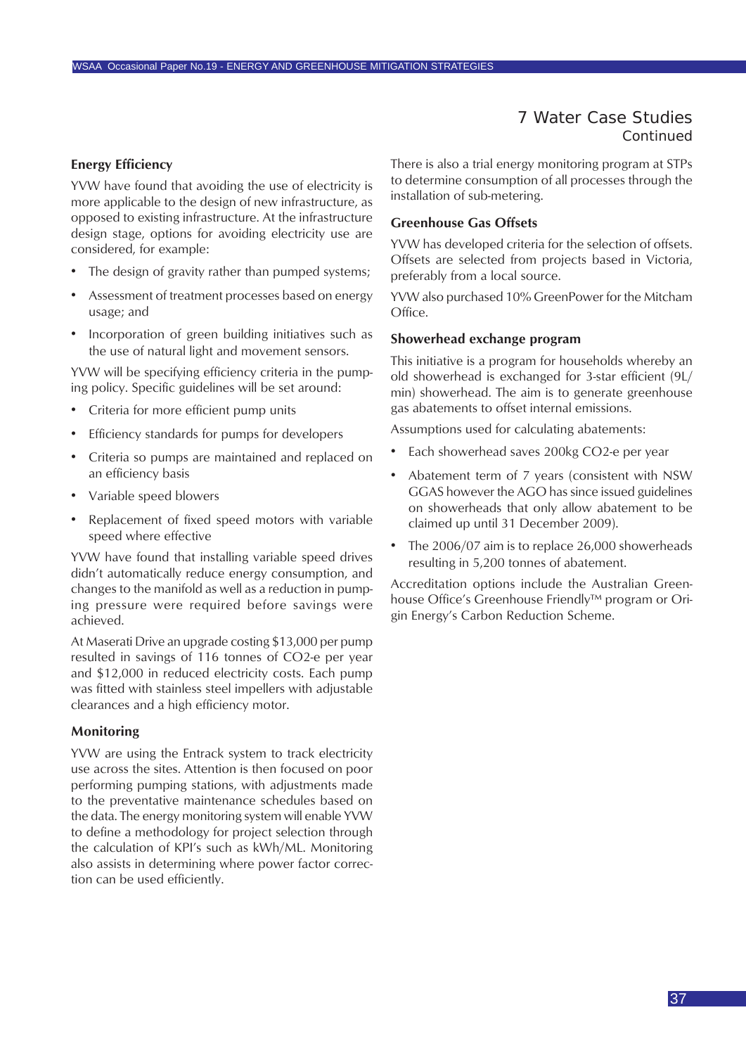## 7 Water Case Studies

Continued

### Energy Efficiency

YVW have found that avoiding the use of electricity is more applicable to the design of new infrastructure, as opposed to existing infrastructure. At the infrastructure design stage, options for avoiding electricity use are considered, for example:

- The design of gravity rather than pumped systems;
- Assessment of treatment processes based on energy usage; and
- Incorporation of green building initiatives such as the use of natural light and movement sensors.

YVW will be specifying efficiency criteria in the pumping policy. Specific guidelines will be set around:

- Criteria for more efficient pump units
- Efficiency standards for pumps for developers
- Criteria so pumps are maintained and replaced on an efficiency basis
- Variable speed blowers
- Replacement of fixed speed motors with variable speed where effective

YVW have found that installing variable speed drives didn't automatically reduce energy consumption, and changes to the manifold as well as a reduction in pumping pressure were required before savings were achieved.

At Maserati Drive an upgrade costing $13,000 per pump resulted in savings of 116 tonnes of $CO_2$-e per year and $12,000 in reduced electricity costs. Each pump was fitted with stainless steel impellers with adjustable clearances and a high efficiency motor.

### Monitoring

YVW are using the Entrack system to track electricity use across the sites. Attention is then focused on poor performing pumping stations, with adjustments made to the preventative maintenance schedules based on the data. The energy monitoring system will enable YVW to define a methodology for project selection through the calculation of KPI's such as kWh/ML. Monitoring also assists in determining where power factor correction can be used efficiently.

There is also a trial energy monitoring program at STPs to determine consumption of all processes through the installation of sub-metering.

### Greenhouse Gas Offsets

YVW has developed criteria for the selection of offsets. Offsets are selected from projects based in Victoria, preferably from a local source.

YVW also purchased 10% GreenPower for the Mitcham Office.

### Showerhead exchange program

This initiative is a program for households whereby an old showerhead is exchanged for 3-star efficient (9L/min) showerhead. The aim is to generate greenhouse gas abatements to offset internal emissions.

Assumptions used for calculating abatements:

- Each showerhead saves 200kg $CO_2$-e per year
- Abatement term of 7 years (consistent with NSW GGAS however the AGO has since issued guidelines on showerheads that only allow abatement to be claimed up until 31 December 2009).
- The 2006/07 aim is to replace 26,000 showerheads resulting in 5,200 tonnes of abatement.

Accreditation options include the Australian Greenhouse Office's Greenhouse Friendly™ program or Origin Energy's Carbon Reduction Scheme.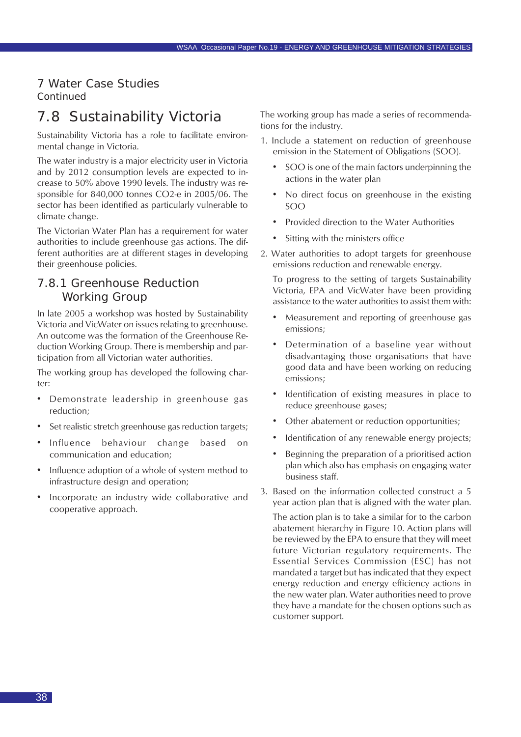# 7 Water Case Studies
Continued

## 7.8 Sustainability Victoria

Sustainability Victoria has a role to facilitate environmental change in Victoria.

The water industry is a major electricity user in Victoria and by 2012 consumption levels are expected to increase to 50% above 1990 levels. The industry was responsible for 840,000 tonnes CO2-e in 2005/06. The sector has been identified as particularly vulnerable to climate change.

The Victorian Water Plan has a requirement for water authorities to include greenhouse gas actions. The different authorities are at different stages in developing their greenhouse policies.

### 7.8.1 Greenhouse Reduction Working Group

In late 2005 a workshop was hosted by Sustainability Victoria and VicWater on issues relating to greenhouse. An outcome was the formation of the Greenhouse Reduction Working Group. There is membership and participation from all Victorian water authorities.

The working group has developed the following charter:

- Demonstrate leadership in greenhouse gas reduction;
- Set realistic stretch greenhouse gas reduction targets;
- Influence behaviour change based on communication and education;
- Influence adoption of a whole of system method to infrastructure design and operation;
- Incorporate an industry wide collaborative and cooperative approach.

The working group has made a series of recommendations for the industry.

1. Include a statement on reduction of greenhouse emission in the Statement of Obligations (SOO).
   - SOO is one of the main factors underpinning the actions in the water plan
   - No direct focus on greenhouse in the existing SOO
   - Provided direction to the Water Authorities
   - Sitting with the ministers office
2. Water authorities to adopt targets for greenhouse emissions reduction and renewable energy.

   To progress to the setting of targets Sustainability Victoria, EPA and VicWater have been providing assistance to the water authorities to assist them with:
   - Measurement and reporting of greenhouse gas emissions;
   - Determination of a baseline year without disadvantaging those organisations that have good data and have been working on reducing emissions;
   - Identification of existing measures in place to reduce greenhouse gases;
   - Other abatement or reduction opportunities;
   - Identification of any renewable energy projects;
   - Beginning the preparation of a prioritised action plan which also has emphasis on engaging water business staff.
3. Based on the information collected construct a 5 year action plan that is aligned with the water plan.

   The action plan is to take a similar for to the carbon abatement hierarchy in Figure 10. Action plans will be reviewed by the EPA to ensure that they will meet future Victorian regulatory requirements. The Essential Services Commission (ESC) has not mandated a target but has indicated that they expect energy reduction and energy efficiency actions in the new water plan. Water authorities need to prove they have a mandate for the chosen options such as customer support.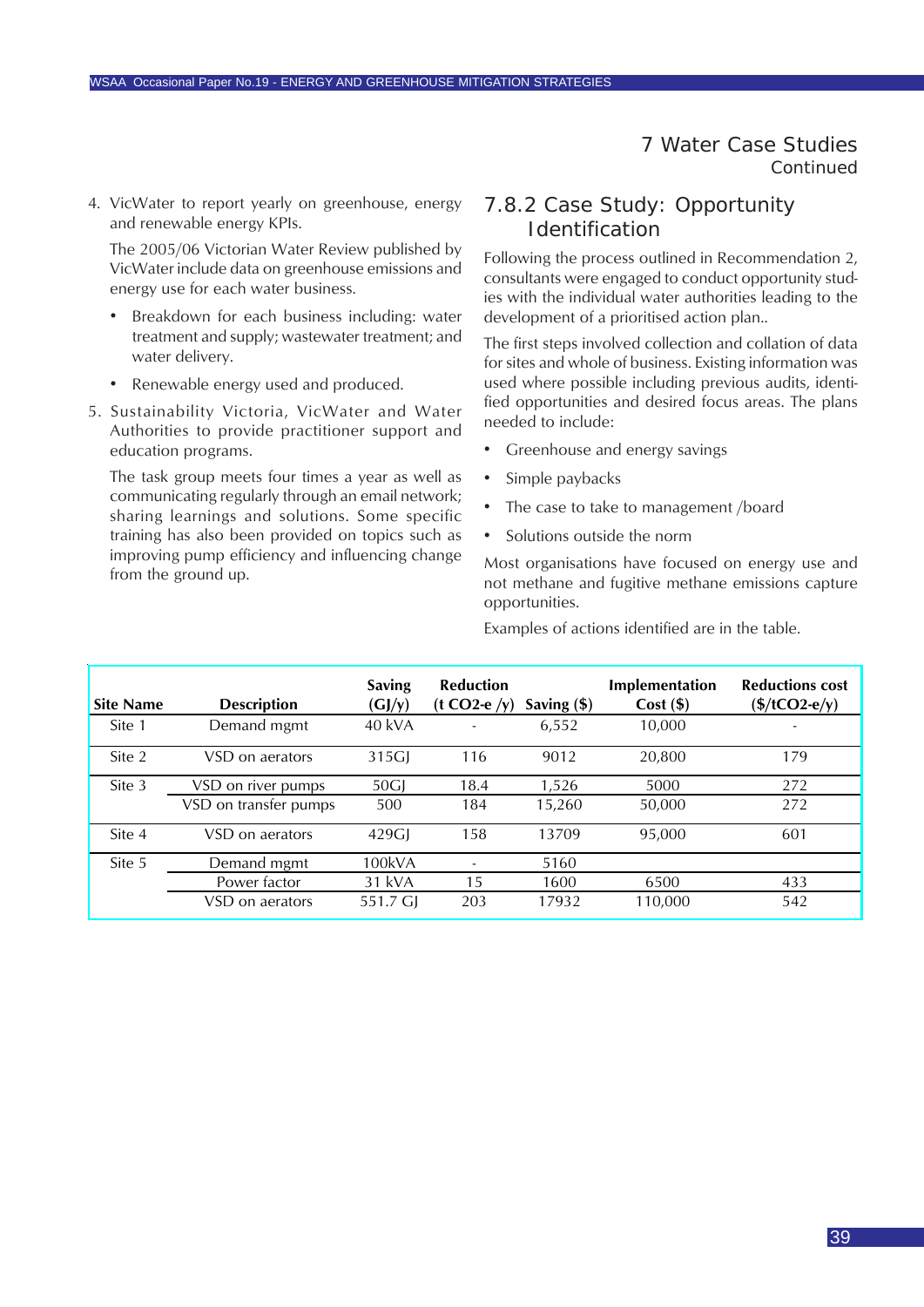## 7 Water Case Studies
Continued

4. VicWater to report yearly on greenhouse, energy and renewable energy KPIs.

   The 2005/06 Victorian Water Review published by VicWater include data on greenhouse emissions and energy use for each water business.

   - Breakdown for each business including: water treatment and supply; wastewater treatment; and water delivery.
   - Renewable energy used and produced.

5. Sustainability Victoria, VicWater and Water Authorities to provide practitioner support and education programs.

   The task group meets four times a year as well as communicating regularly through an email network; sharing learnings and solutions. Some specific training has also been provided on topics such as improving pump efficiency and influencing change from the ground up.

### 7.8.2 Case Study: Opportunity Identification

Following the process outlined in Recommendation 2, consultants were engaged to conduct opportunity studies with the individual water authorities leading to the development of a prioritised action plan..

The first steps involved collection and collation of data for sites and whole of business. Existing information was used where possible including previous audits, identified opportunities and desired focus areas. The plans needed to include:

- Greenhouse and energy savings
- Simple paybacks
- The case to take to management /board
- Solutions outside the norm

Most organisations have focused on energy use and not methane and fugitive methane emissions capture opportunities.

Examples of actions identified are in the table.

| Site Name | Description | Saving (GJ/y) | Reduction (t $CO_2$-e /y) | Saving ($) | Implementation Cost ($) | Reductions cost ($/t$CO_2$-e/y) |
|---|---|---|---|---|---|---|
| Site 1 | Demand mgmt | 40 kVA | - | 6,552 | 10,000 | - |
| Site 2 | VSD on aerators | 315GJ | 116 | 9012 | 20,800 | 179 |
| Site 3 | VSD on river pumps | 50GJ | 18.4 | 1,526 | 5000 | 272 |
| | VSD on transfer pumps | 500 | 184 | 15,260 | 50,000 | 272 |
| Site 4 | VSD on aerators | 429GJ | 158 | 13709 | 95,000 | 601 |
| Site 5 | Demand mgmt | 100kVA | - | 5160 | | |
| | Power factor | 31 kVA | 15 | 1600 | 6500 | 433 |
| | VSD on aerators | 551.7 GJ | 203 | 17932 | 110,000 | 542 |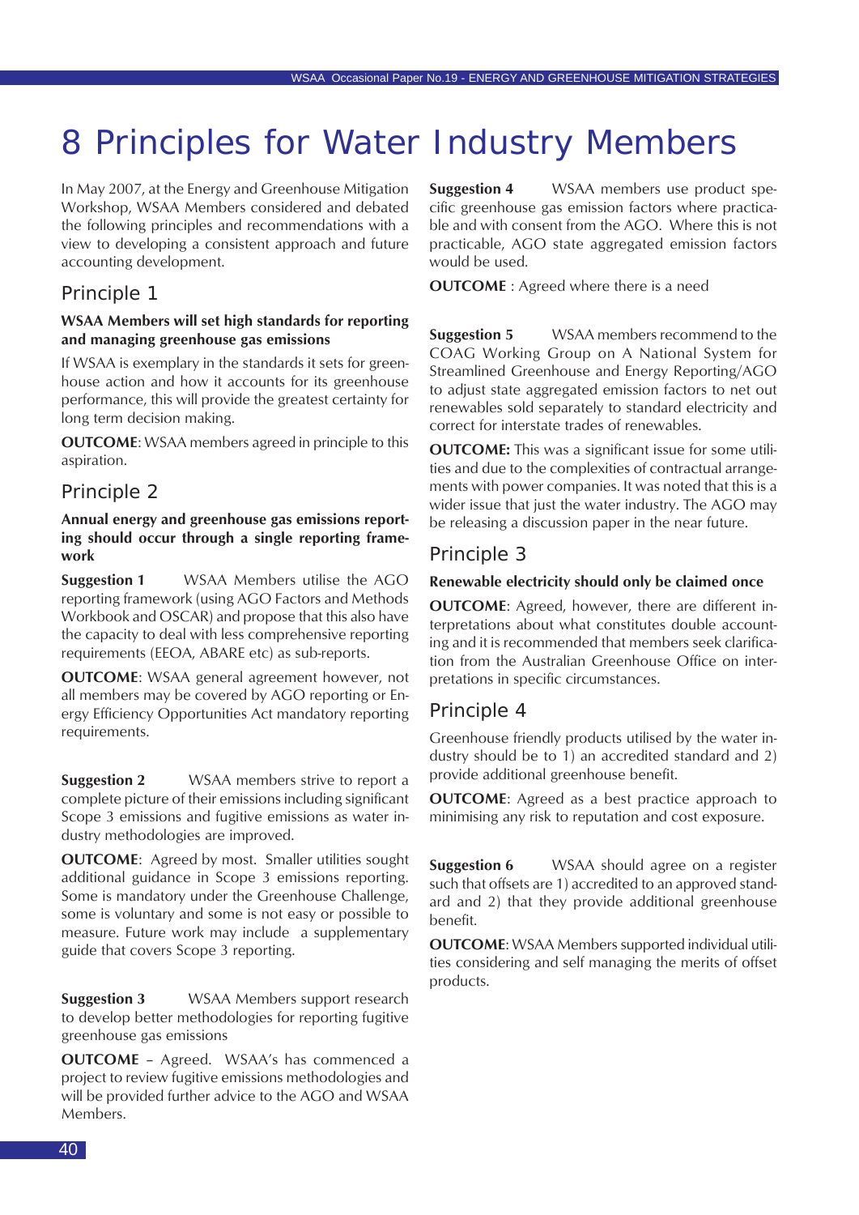# 8 Principles for Water Industry Members

In May 2007, at the Energy and Greenhouse Mitigation Workshop, WSAA Members considered and debated the following principles and recommendations with a view to developing a consistent approach and future accounting development.

## Principle 1

**WSAA Members will set high standards for reporting and managing greenhouse gas emissions**

If WSAA is exemplary in the standards it sets for greenhouse action and how it accounts for its greenhouse performance, this will provide the greatest certainty for long term decision making.

**OUTCOME**: WSAA members agreed in principle to this aspiration.

## Principle 2

**Annual energy and greenhouse gas emissions reporting should occur through a single reporting framework**

**Suggestion 1** WSAA Members utilise the AGO reporting framework (using AGO Factors and Methods Workbook and OSCAR) and propose that this also have the capacity to deal with less comprehensive reporting requirements (EEOA, ABARE etc) as sub-reports.

**OUTCOME**: WSAA general agreement however, not all members may be covered by AGO reporting or Energy Efficiency Opportunities Act mandatory reporting requirements.

**Suggestion 2** WSAA members strive to report a complete picture of their emissions including significant Scope 3 emissions and fugitive emissions as water industry methodologies are improved.

**OUTCOME**: Agreed by most. Smaller utilities sought additional guidance in Scope 3 emissions reporting. Some is mandatory under the Greenhouse Challenge, some is voluntary and some is not easy or possible to measure. Future work may include a supplementary guide that covers Scope 3 reporting.

**Suggestion 3** WSAA Members support research to develop better methodologies for reporting fugitive greenhouse gas emissions

**OUTCOME** – Agreed. WSAA's has commenced a project to review fugitive emissions methodologies and will be provided further advice to the AGO and WSAA Members.

**Suggestion 4** WSAA members use product specific greenhouse gas emission factors where practicable and with consent from the AGO. Where this is not practicable, AGO state aggregated emission factors would be used.

**OUTCOME** : Agreed where there is a need

**Suggestion 5** WSAA members recommend to the COAG Working Group on A National System for Streamlined Greenhouse and Energy Reporting/AGO to adjust state aggregated emission factors to net out renewables sold separately to standard electricity and correct for interstate trades of renewables.

**OUTCOME:** This was a significant issue for some utilities and due to the complexities of contractual arrangements with power companies. It was noted that this is a wider issue that just the water industry. The AGO may be releasing a discussion paper in the near future.

## Principle 3

**Renewable electricity should only be claimed once**

**OUTCOME**: Agreed, however, there are different interpretations about what constitutes double accounting and it is recommended that members seek clarification from the Australian Greenhouse Office on interpretations in specific circumstances.

## Principle 4

Greenhouse friendly products utilised by the water industry should be to 1) an accredited standard and 2) provide additional greenhouse benefit.

**OUTCOME**: Agreed as a best practice approach to minimising any risk to reputation and cost exposure.

**Suggestion 6** WSAA should agree on a register such that offsets are 1) accredited to an approved standard and 2) that they provide additional greenhouse benefit.

**OUTCOME**: WSAA Members supported individual utilities considering and self managing the merits of offset products.